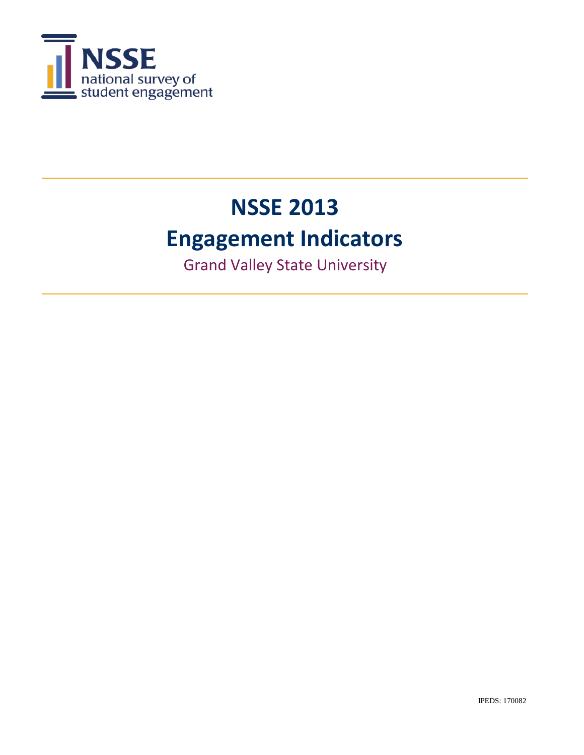NSSE
national survey of
student engagement

# NSSE 2013
# Engagement Indicators

Grand Valley State University

IPEDS: 170082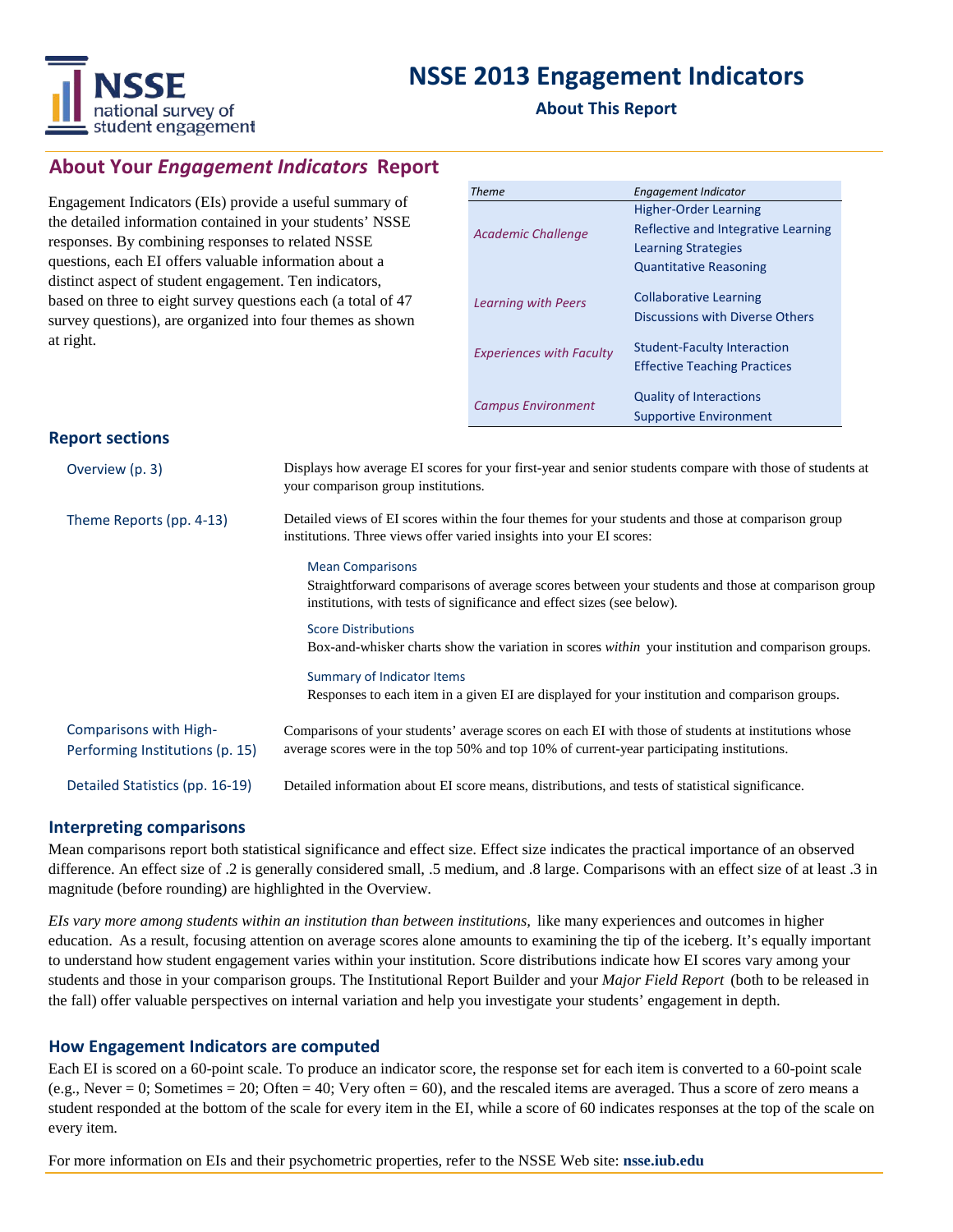# NSSE 2013 Engagement Indicators

**About This Report**

## About Your *Engagement Indicators* Report

Engagement Indicators (EIs) provide a useful summary of the detailed information contained in your students' NSSE responses. By combining responses to related NSSE questions, each EI offers valuable information about a distinct aspect of student engagement. Ten indicators, based on three to eight survey questions each (a total of 47 survey questions), are organized into four themes as shown at right.

| *Theme* | *Engagement Indicator* |
|---|---|
| *Academic Challenge* | Higher-Order Learning |
| | Reflective and Integrative Learning |
| | Learning Strategies |
| | Quantitative Reasoning |
| *Learning with Peers* | Collaborative Learning |
| | Discussions with Diverse Others |
| *Experiences with Faculty* | Student-Faculty Interaction |
| | Effective Teaching Practices |
| *Campus Environment* | Quality of Interactions |
| | Supportive Environment |

### Report sections

**Overview (p. 3)**
Displays how average EI scores for your first-year and senior students compare with those of students at your comparison group institutions.

**Theme Reports (pp. 4-13)**
Detailed views of EI scores within the four themes for your students and those at comparison group institutions. Three views offer varied insights into your EI scores:

- **Mean Comparisons**
  Straightforward comparisons of average scores between your students and those at comparison group institutions, with tests of significance and effect sizes (see below).
- **Score Distributions**
  Box-and-whisker charts show the variation in scores *within* your institution and comparison groups.
- **Summary of Indicator Items**
  Responses to each item in a given EI are displayed for your institution and comparison groups.

**Comparisons with High-Performing Institutions (p. 15)**
Comparisons of your students' average scores on each EI with those of students at institutions whose average scores were in the top 50% and top 10% of current-year participating institutions.

**Detailed Statistics (pp. 16-19)**
Detailed information about EI score means, distributions, and tests of statistical significance.

### Interpreting comparisons

Mean comparisons report both statistical significance and effect size. Effect size indicates the practical importance of an observed difference. An effect size of .2 is generally considered small, .5 medium, and .8 large. Comparisons with an effect size of at least .3 in magnitude (before rounding) are highlighted in the Overview.

*EIs vary more among students within an institution than between institutions,* like many experiences and outcomes in higher education. As a result, focusing attention on average scores alone amounts to examining the tip of the iceberg. It's equally important to understand how student engagement varies within your institution. Score distributions indicate how EI scores vary among your students and those in your comparison groups. The Institutional Report Builder and your *Major Field Report* (both to be released in the fall) offer valuable perspectives on internal variation and help you investigate your students' engagement in depth.

### How Engagement Indicators are computed

Each EI is scored on a 60-point scale. To produce an indicator score, the response set for each item is converted to a 60-point scale (e.g., Never = 0; Sometimes = 20; Often = 40; Very often = 60), and the rescaled items are averaged. Thus a score of zero means a student responded at the bottom of the scale for every item in the EI, while a score of 60 indicates responses at the top of the scale on every item.

For more information on EIs and their psychometric properties, refer to the NSSE Web site: **nsse.iub.edu**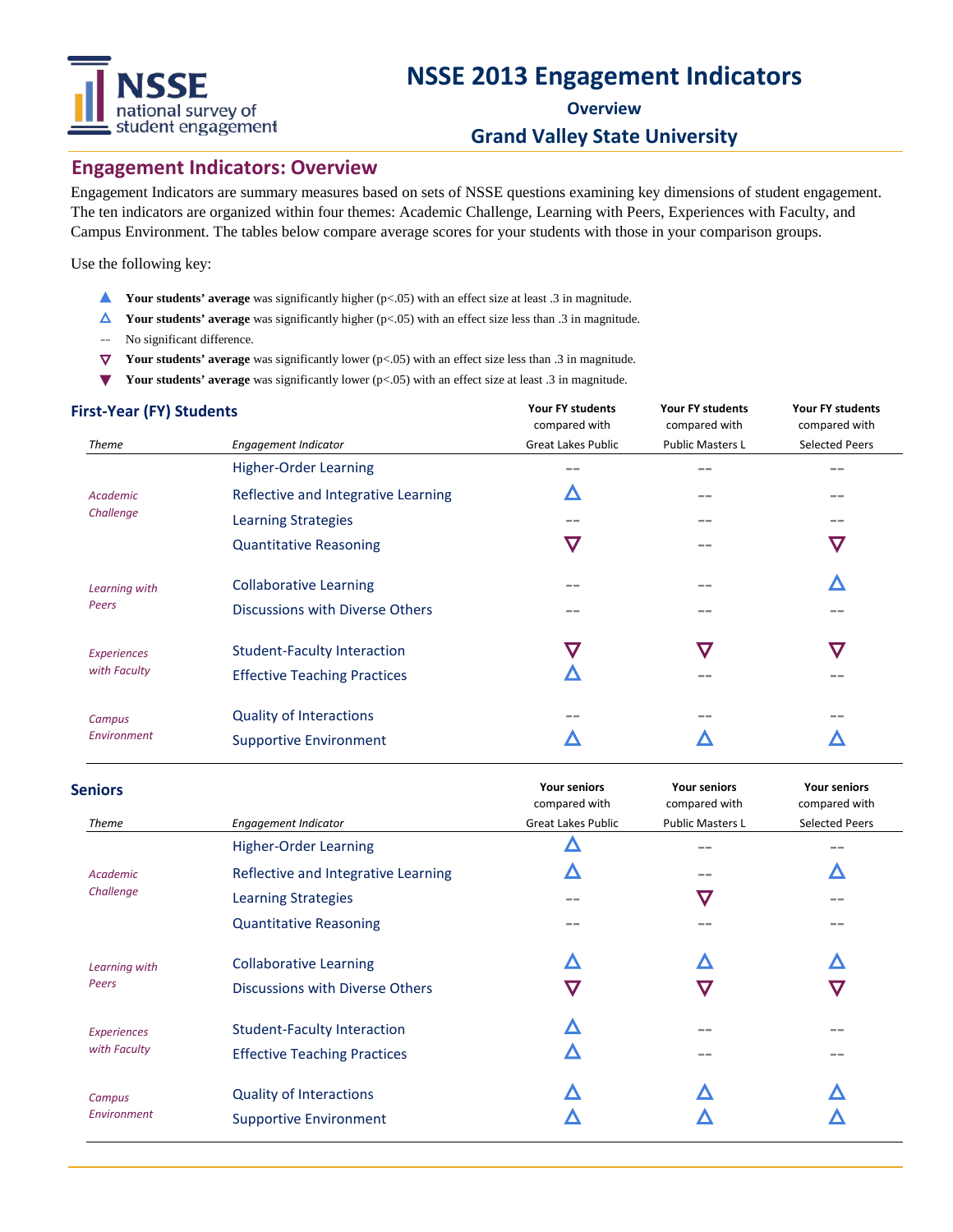# NSSE 2013 Engagement Indicators

## Overview

## Grand Valley State University

## Engagement Indicators: Overview

Engagement Indicators are summary measures based on sets of NSSE questions examining key dimensions of student engagement. The ten indicators are organized within four themes: Academic Challenge, Learning with Peers, Experiences with Faculty, and Campus Environment. The tables below compare average scores for your students with those in your comparison groups.

Use the following key:

- ▲ **Your students' average** was significantly higher (p<.05) with an effect size at least .3 in magnitude.
- △ **Your students' average** was significantly higher (p<.05) with an effect size less than .3 in magnitude.
- -- No significant difference.
- ▽ **Your students' average** was significantly lower (p<.05) with an effect size less than .3 in magnitude.
- ▼ **Your students' average** was significantly lower (p<.05) with an effect size at least .3 in magnitude.

### First-Year (FY) Students

| *Theme* | *Engagement Indicator* | **Your FY students** compared with Great Lakes Public | **Your FY students** compared with Public Masters L | **Your FY students** compared with Selected Peers |
|---|---|---|---|---|
| *Academic Challenge* | Higher-Order Learning | -- | -- | -- |
| | Reflective and Integrative Learning | △ | -- | -- |
| | Learning Strategies | -- | -- | -- |
| | Quantitative Reasoning | ▽ | -- | ▽ |
| *Learning with Peers* | Collaborative Learning | -- | -- | △ |
| | Discussions with Diverse Others | -- | -- | -- |
| *Experiences with Faculty* | Student-Faculty Interaction | ▽ | ▽ | ▽ |
| | Effective Teaching Practices | △ | -- | -- |
| *Campus Environment* | Quality of Interactions | -- | -- | -- |
| | Supportive Environment | △ | △ | △ |

### Seniors

| *Theme* | *Engagement Indicator* | **Your seniors** compared with Great Lakes Public | **Your seniors** compared with Public Masters L | **Your seniors** compared with Selected Peers |
|---|---|---|---|---|
| *Academic Challenge* | Higher-Order Learning | △ | -- | -- |
| | Reflective and Integrative Learning | △ | -- | △ |
| | Learning Strategies | -- | ▽ | -- |
| | Quantitative Reasoning | -- | -- | -- |
| *Learning with Peers* | Collaborative Learning | △ | △ | △ |
| | Discussions with Diverse Others | ▽ | ▽ | ▽ |
| *Experiences with Faculty* | Student-Faculty Interaction | △ | -- | -- |
| | Effective Teaching Practices | △ | -- | -- |
| *Campus Environment* | Quality of Interactions | △ | △ | △ |
| | Supportive Environment | △ | △ | △ |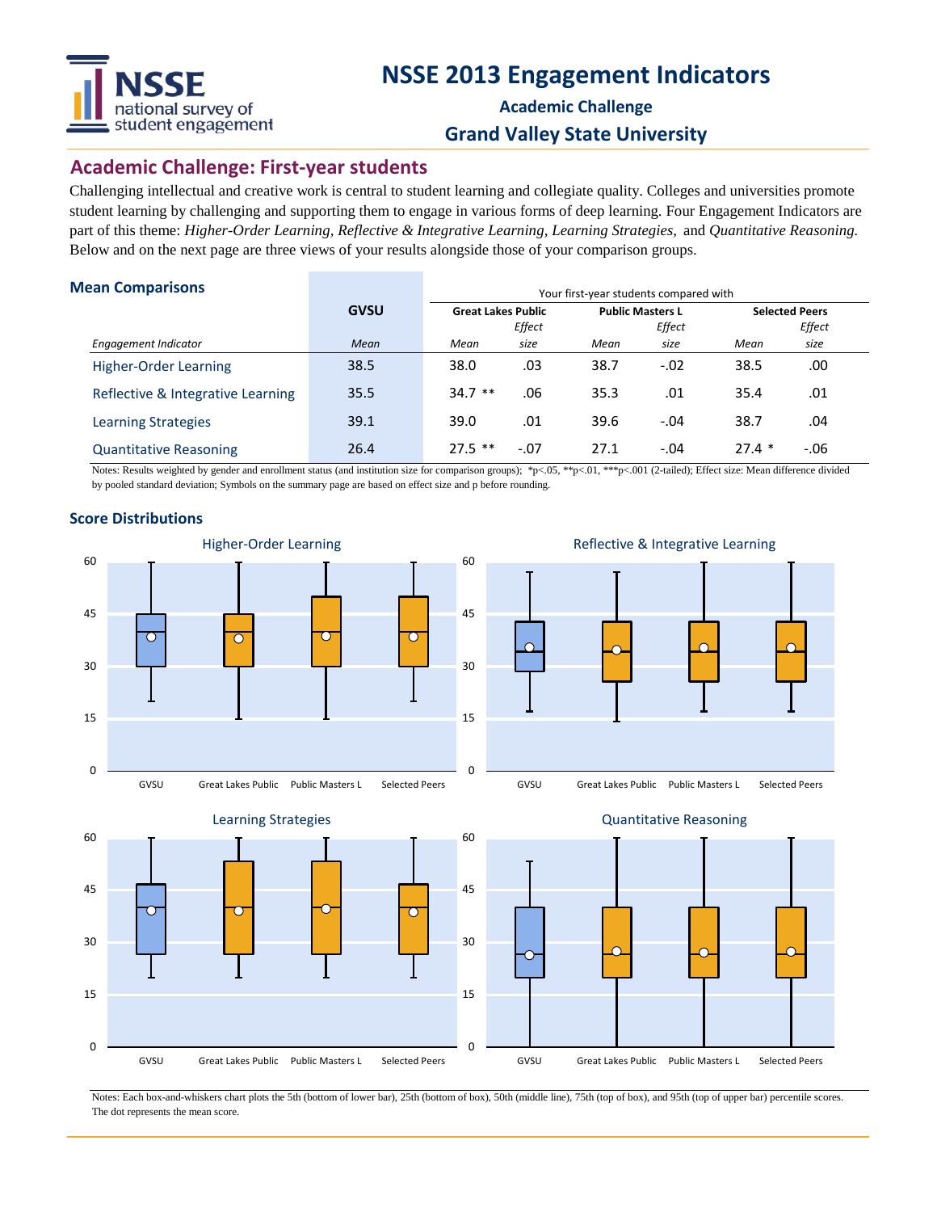# NSSE 2013 Engagement Indicators

**Academic Challenge**

**Grand Valley State University**

## Academic Challenge: First-year students

Challenging intellectual and creative work is central to student learning and collegiate quality. Colleges and universities promote student learning by challenging and supporting them to engage in various forms of deep learning. Four Engagement Indicators are part of this theme: *Higher-Order Learning, Reflective & Integrative Learning, Learning Strategies,* and *Quantitative Reasoning.* Below and on the next page are three views of your results alongside those of your comparison groups.

### Mean Comparisons

| | GVSU | Your first-year students compared with | | | | | |
|---|---|---|---|---|---|---|---|
| | | Great Lakes Public | | Public Masters L | | Selected Peers | |
| *Engagement Indicator* | *Mean* | *Mean* | *Effect size* | *Mean* | *Effect size* | *Mean* | *Effect size* |
| Higher-Order Learning | 38.5 | 38.0 | .03 | 38.7 | -.02 | 38.5 | .00 |
| Reflective & Integrative Learning | 35.5 | 34.7 ** | .06 | 35.3 | .01 | 35.4 | .01 |
| Learning Strategies | 39.1 | 39.0 | .01 | 39.6 | -.04 | 38.7 | .04 |
| Quantitative Reasoning | 26.4 | 27.5 ** | -.07 | 27.1 | -.04 | 27.4 * | -.06 |

Notes: Results weighted by gender and enrollment status (and institution size for comparison groups); *p<.05, **p<.01, ***p<.001 (2-tailed); Effect size: Mean difference divided by pooled standard deviation; Symbols on the summary page are based on effect size and p before rounding.

### Score Distributions

Higher-Order Learning

Reflective & Integrative Learning

Learning Strategies

Quantitative Reasoning

Notes: Each box-and-whiskers chart plots the 5th (bottom of lower bar), 25th (bottom of box), 50th (middle line), 75th (top of box), and 95th (top of upper bar) percentile scores. The dot represents the mean score.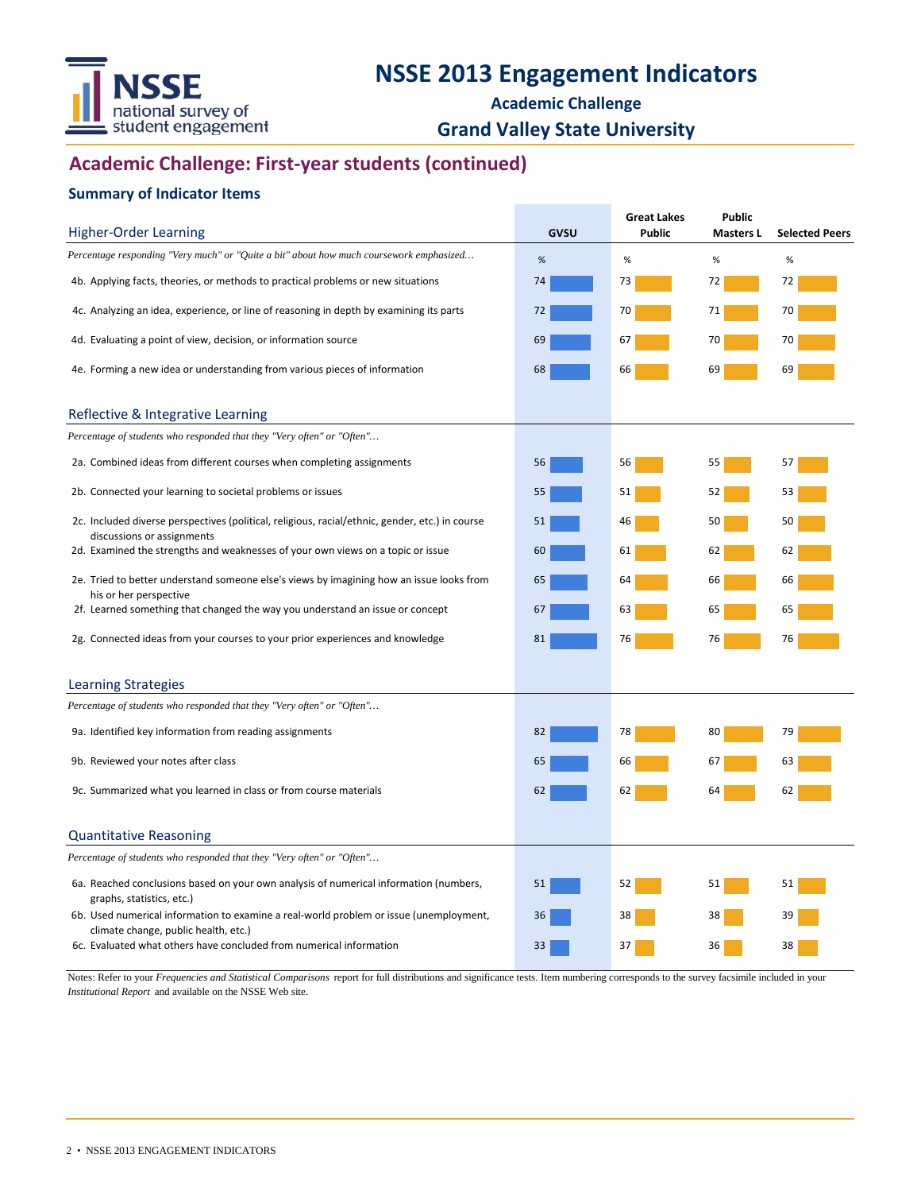# NSSE 2013 Engagement Indicators

**Academic Challenge**

**Grand Valley State University**

## Academic Challenge: First-year students (continued)

### Summary of Indicator Items

| Higher-Order Learning | GVSU | Great Lakes Public | Public Masters L | Selected Peers |
|---|---|---|---|---|
| *Percentage responding "Very much" or "Quite a bit" about how much coursework emphasized…* | % | % | % | % |
| 4b. Applying facts, theories, or methods to practical problems or new situations | 74 | 73 | 72 | 72 |
| 4c. Analyzing an idea, experience, or line of reasoning in depth by examining its parts | 72 | 70 | 71 | 70 |
| 4d. Evaluating a point of view, decision, or information source | 69 | 67 | 70 | 70 |
| 4e. Forming a new idea or understanding from various pieces of information | 68 | 66 | 69 | 69 |

| Reflective & Integrative Learning | GVSU | Great Lakes Public | Public Masters L | Selected Peers |
|---|---|---|---|---|
| *Percentage of students who responded that they "Very often" or "Often"…* | | | | |
| 2a. Combined ideas from different courses when completing assignments | 56 | 56 | 55 | 57 |
| 2b. Connected your learning to societal problems or issues | 55 | 51 | 52 | 53 |
| 2c. Included diverse perspectives (political, religious, racial/ethnic, gender, etc.) in course discussions or assignments | 51 | 46 | 50 | 50 |
| 2d. Examined the strengths and weaknesses of your own views on a topic or issue | 60 | 61 | 62 | 62 |
| 2e. Tried to better understand someone else's views by imagining how an issue looks from his or her perspective | 65 | 64 | 66 | 66 |
| 2f. Learned something that changed the way you understand an issue or concept | 67 | 63 | 65 | 65 |
| 2g. Connected ideas from your courses to your prior experiences and knowledge | 81 | 76 | 76 | 76 |

| Learning Strategies | GVSU | Great Lakes Public | Public Masters L | Selected Peers |
|---|---|---|---|---|
| *Percentage of students who responded that they "Very often" or "Often"…* | | | | |
| 9a. Identified key information from reading assignments | 82 | 78 | 80 | 79 |
| 9b. Reviewed your notes after class | 65 | 66 | 67 | 63 |
| 9c. Summarized what you learned in class or from course materials | 62 | 62 | 64 | 62 |

| Quantitative Reasoning | GVSU | Great Lakes Public | Public Masters L | Selected Peers |
|---|---|---|---|---|
| *Percentage of students who responded that they "Very often" or "Often"…* | | | | |
| 6a. Reached conclusions based on your own analysis of numerical information (numbers, graphs, statistics, etc.) | 51 | 52 | 51 | 51 |
| 6b. Used numerical information to examine a real-world problem or issue (unemployment, climate change, public health, etc.) | 36 | 38 | 38 | 39 |
| 6c. Evaluated what others have concluded from numerical information | 33 | 37 | 36 | 38 |

Notes: Refer to your *Frequencies and Statistical Comparisons* report for full distributions and significance tests. Item numbering corresponds to the survey facsimile included in your *Institutional Report* and available on the NSSE Web site.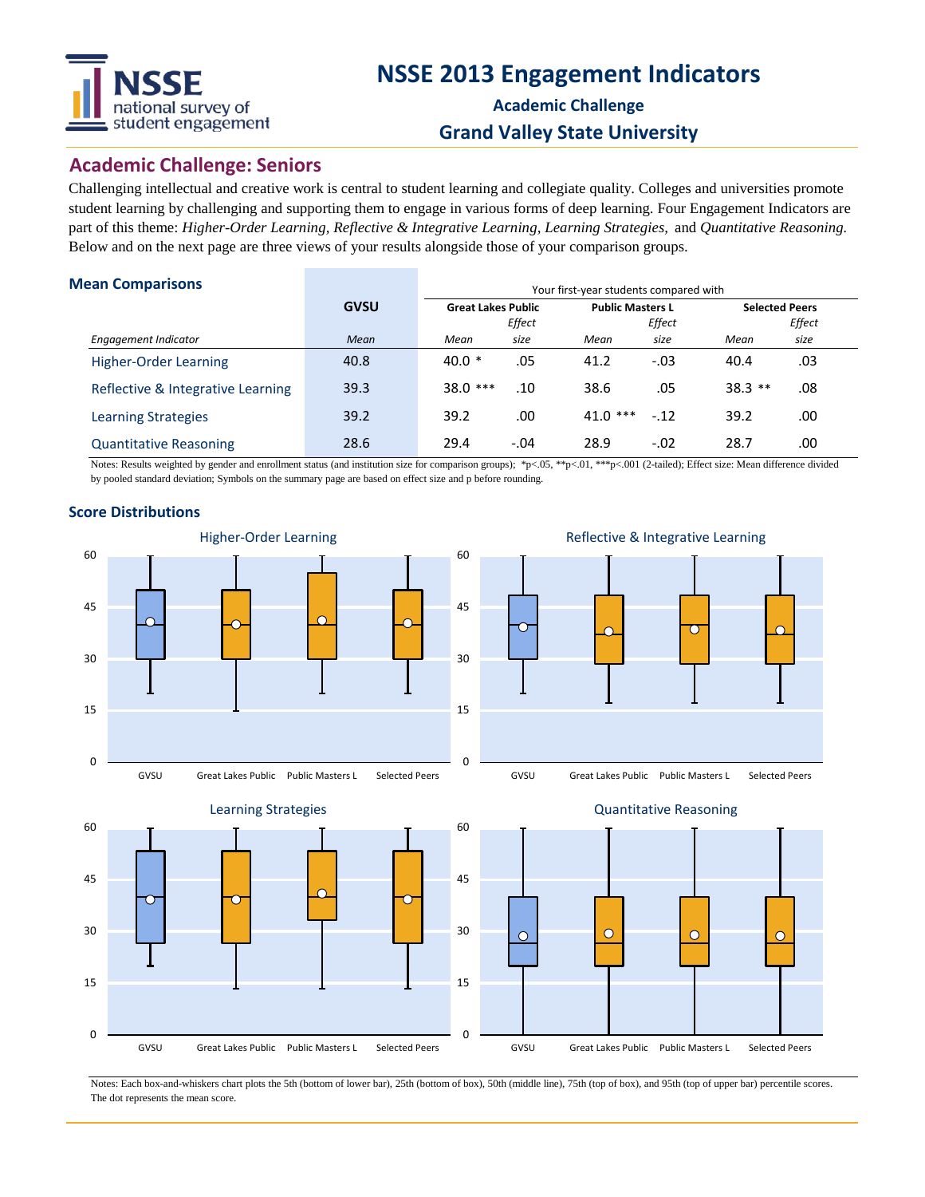# NSSE 2013 Engagement Indicators

**Academic Challenge**

**Grand Valley State University**

## Academic Challenge: Seniors

Challenging intellectual and creative work is central to student learning and collegiate quality. Colleges and universities promote student learning by challenging and supporting them to engage in various forms of deep learning. Four Engagement Indicators are part of this theme: *Higher-Order Learning, Reflective & Integrative Learning, Learning Strategies,* and *Quantitative Reasoning.* Below and on the next page are three views of your results alongside those of your comparison groups.

### Mean Comparisons

| | GVSU | Your first-year students compared with | | | | | |
|---|---|---|---|---|---|---|---|
| | | Great Lakes Public | | Public Masters L | | Selected Peers | |
| *Engagement Indicator* | *Mean* | *Mean* | *Effect size* | *Mean* | *Effect size* | *Mean* | *Effect size* |
| Higher-Order Learning | 40.8 | 40.0 * | .05 | 41.2 | -.03 | 40.4 | .03 |
| Reflective & Integrative Learning | 39.3 | 38.0 *** | .10 | 38.6 | .05 | 38.3 ** | .08 |
| Learning Strategies | 39.2 | 39.2 | .00 | 41.0 *** | -.12 | 39.2 | .00 |
| Quantitative Reasoning | 28.6 | 29.4 | -.04 | 28.9 | -.02 | 28.7 | .00 |

Notes: Results weighted by gender and enrollment status (and institution size for comparison groups); *p<.05, **p<.01, ***p<.001 (2-tailed); Effect size: Mean difference divided by pooled standard deviation; Symbols on the summary page are based on effect size and p before rounding.

### Score Distributions

Higher-Order Learning

Reflective & Integrative Learning

Learning Strategies

Quantitative Reasoning

Notes: Each box-and-whiskers chart plots the 5th (bottom of lower bar), 25th (bottom of box), 50th (middle line), 75th (top of box), and 95th (top of upper bar) percentile scores. The dot represents the mean score.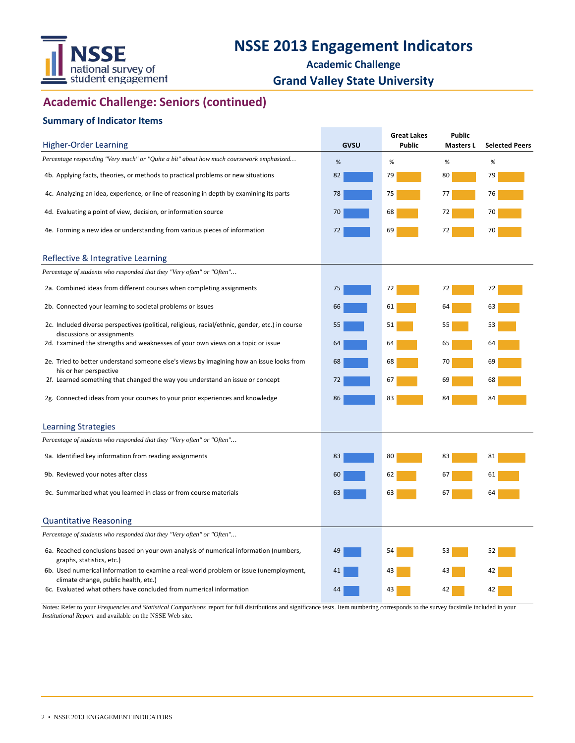# NSSE 2013 Engagement Indicators

## Academic Challenge

## Grand Valley State University

## Academic Challenge: Seniors (continued)

### Summary of Indicator Items

| Higher-Order Learning | GVSU | Great Lakes Public | Public Masters L | Selected Peers |
|---|---|---|---|---|
| *Percentage responding "Very much" or "Quite a bit" about how much coursework emphasized…* | % | % | % | % |
| 4b. Applying facts, theories, or methods to practical problems or new situations | 82 | 79 | 80 | 79 |
| 4c. Analyzing an idea, experience, or line of reasoning in depth by examining its parts | 78 | 75 | 77 | 76 |
| 4d. Evaluating a point of view, decision, or information source | 70 | 68 | 72 | 70 |
| 4e. Forming a new idea or understanding from various pieces of information | 72 | 69 | 72 | 70 |

| Reflective & Integrative Learning | GVSU | Great Lakes Public | Public Masters L | Selected Peers |
|---|---|---|---|---|
| *Percentage of students who responded that they "Very often" or "Often"…* | | | | |
| 2a. Combined ideas from different courses when completing assignments | 75 | 72 | 72 | 72 |
| 2b. Connected your learning to societal problems or issues | 66 | 61 | 64 | 63 |
| 2c. Included diverse perspectives (political, religious, racial/ethnic, gender, etc.) in course discussions or assignments | 55 | 51 | 55 | 53 |
| 2d. Examined the strengths and weaknesses of your own views on a topic or issue | 64 | 64 | 65 | 64 |
| 2e. Tried to better understand someone else's views by imagining how an issue looks from his or her perspective | 68 | 68 | 70 | 69 |
| 2f. Learned something that changed the way you understand an issue or concept | 72 | 67 | 69 | 68 |
| 2g. Connected ideas from your courses to your prior experiences and knowledge | 86 | 83 | 84 | 84 |

| Learning Strategies | GVSU | Great Lakes Public | Public Masters L | Selected Peers |
|---|---|---|---|---|
| *Percentage of students who responded that they "Very often" or "Often"…* | | | | |
| 9a. Identified key information from reading assignments | 83 | 80 | 83 | 81 |
| 9b. Reviewed your notes after class | 60 | 62 | 67 | 61 |
| 9c. Summarized what you learned in class or from course materials | 63 | 63 | 67 | 64 |

| Quantitative Reasoning | GVSU | Great Lakes Public | Public Masters L | Selected Peers |
|---|---|---|---|---|
| *Percentage of students who responded that they "Very often" or "Often"…* | | | | |
| 6a. Reached conclusions based on your own analysis of numerical information (numbers, graphs, statistics, etc.) | 49 | 54 | 53 | 52 |
| 6b. Used numerical information to examine a real-world problem or issue (unemployment, climate change, public health, etc.) | 41 | 43 | 43 | 42 |
| 6c. Evaluated what others have concluded from numerical information | 44 | 43 | 42 | 42 |

Notes: Refer to your *Frequencies and Statistical Comparisons* report for full distributions and significance tests. Item numbering corresponds to the survey facsimile included in your *Institutional Report* and available on the NSSE Web site.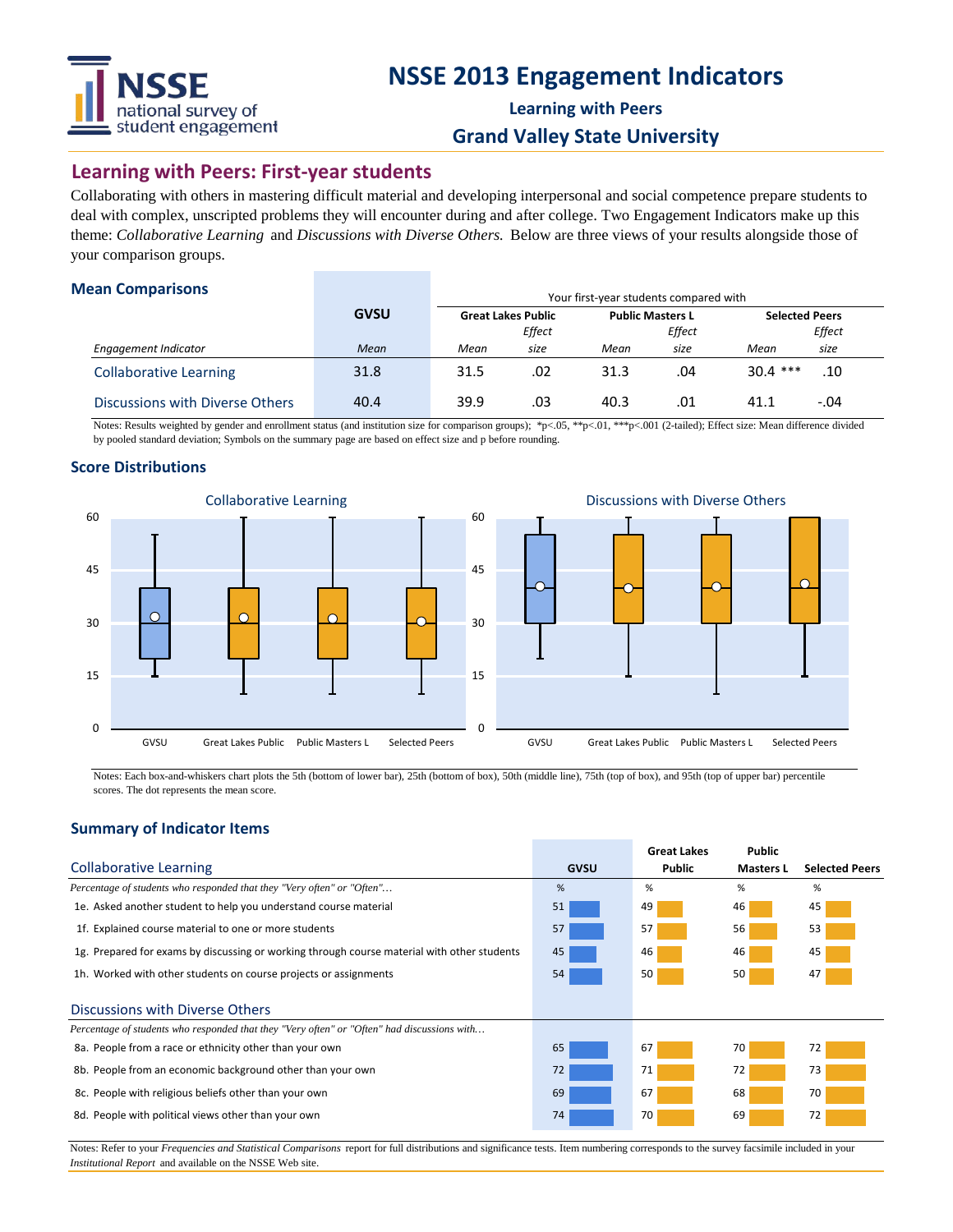# NSSE 2013 Engagement Indicators

**Learning with Peers**

**Grand Valley State University**

## Learning with Peers: First-year students

Collaborating with others in mastering difficult material and developing interpersonal and social competence prepare students to deal with complex, unscripted problems they will encounter during and after college. Two Engagement Indicators make up this theme: *Collaborative Learning* and *Discussions with Diverse Others.* Below are three views of your results alongside those of your comparison groups.

### Mean Comparisons

Your first-year students compared with

| Engagement Indicator | GVSU Mean | Great Lakes Public Mean | Great Lakes Public Effect size | Public Masters L Mean | Public Masters L Effect size | Selected Peers Mean | Selected Peers Effect size |
|---|---|---|---|---|---|---|---|
| Collaborative Learning | 31.8 | 31.5 | .02 | 31.3 | .04 | 30.4 *** | .10 |
| Discussions with Diverse Others | 40.4 | 39.9 | .03 | 40.3 | .01 | 41.1 | -.04 |

Notes: Results weighted by gender and enrollment status (and institution size for comparison groups); *p<.05, **p<.01, ***p<.001 (2-tailed); Effect size: Mean difference divided by pooled standard deviation; Symbols on the summary page are based on effect size and p before rounding.

### Score Distributions

**Collaborative Learning**

| | 5th | 25th | 50th | 75th | 95th | Mean |
|---|---|---|---|---|---|---|
| GVSU | 15 | 20 | 30 | 40 | 55 | 31.8 |
| Great Lakes Public | 10 | 20 | 30 | 40 | 60 | 31.5 |
| Public Masters L | 10 | 20 | 30 | 40 | 60 | 31.3 |
| Selected Peers | 10 | 20 | 30 | 40 | 60 | 30.4 |

**Discussions with Diverse Others**

| | 5th | 25th | 50th | 75th | 95th | Mean |
|---|---|---|---|---|---|---|
| GVSU | 20 | 30 | 40 | 55 | 60 | 40.4 |
| Great Lakes Public | 15 | 30 | 40 | 55 | 60 | 39.9 |
| Public Masters L | 10 | 30 | 40 | 55 | 60 | 40.3 |
| Selected Peers | 15 | 30 | 40 | 60 | 60 | 41.1 |

Notes: Each box-and-whiskers chart plots the 5th (bottom of lower bar), 25th (bottom of box), 50th (middle line), 75th (top of box), and 95th (top of upper bar) percentile scores. The dot represents the mean score.

### Summary of Indicator Items

| Collaborative Learning | GVSU | Great Lakes Public | Public Masters L | Selected Peers |
|---|---|---|---|---|
| *Percentage of students who responded that they "Very often" or "Often"…* | % | % | % | % |
| 1e. Asked another student to help you understand course material | 51 | 49 | 46 | 45 |
| 1f. Explained course material to one or more students | 57 | 57 | 56 | 53 |
| 1g. Prepared for exams by discussing or working through course material with other students | 45 | 46 | 46 | 45 |
| 1h. Worked with other students on course projects or assignments | 54 | 50 | 50 | 47 |

| Discussions with Diverse Others | GVSU | Great Lakes Public | Public Masters L | Selected Peers |
|---|---|---|---|---|
| *Percentage of students who responded that they "Very often" or "Often" had discussions with…* | % | % | % | % |
| 8a. People from a race or ethnicity other than your own | 65 | 67 | 70 | 72 |
| 8b. People from an economic background other than your own | 72 | 71 | 72 | 73 |
| 8c. People with religious beliefs other than your own | 69 | 67 | 68 | 70 |
| 8d. People with political views other than your own | 74 | 70 | 69 | 72 |

Notes: Refer to your *Frequencies and Statistical Comparisons* report for full distributions and significance tests. Item numbering corresponds to the survey facsimile included in your *Institutional Report* and available on the NSSE Web site.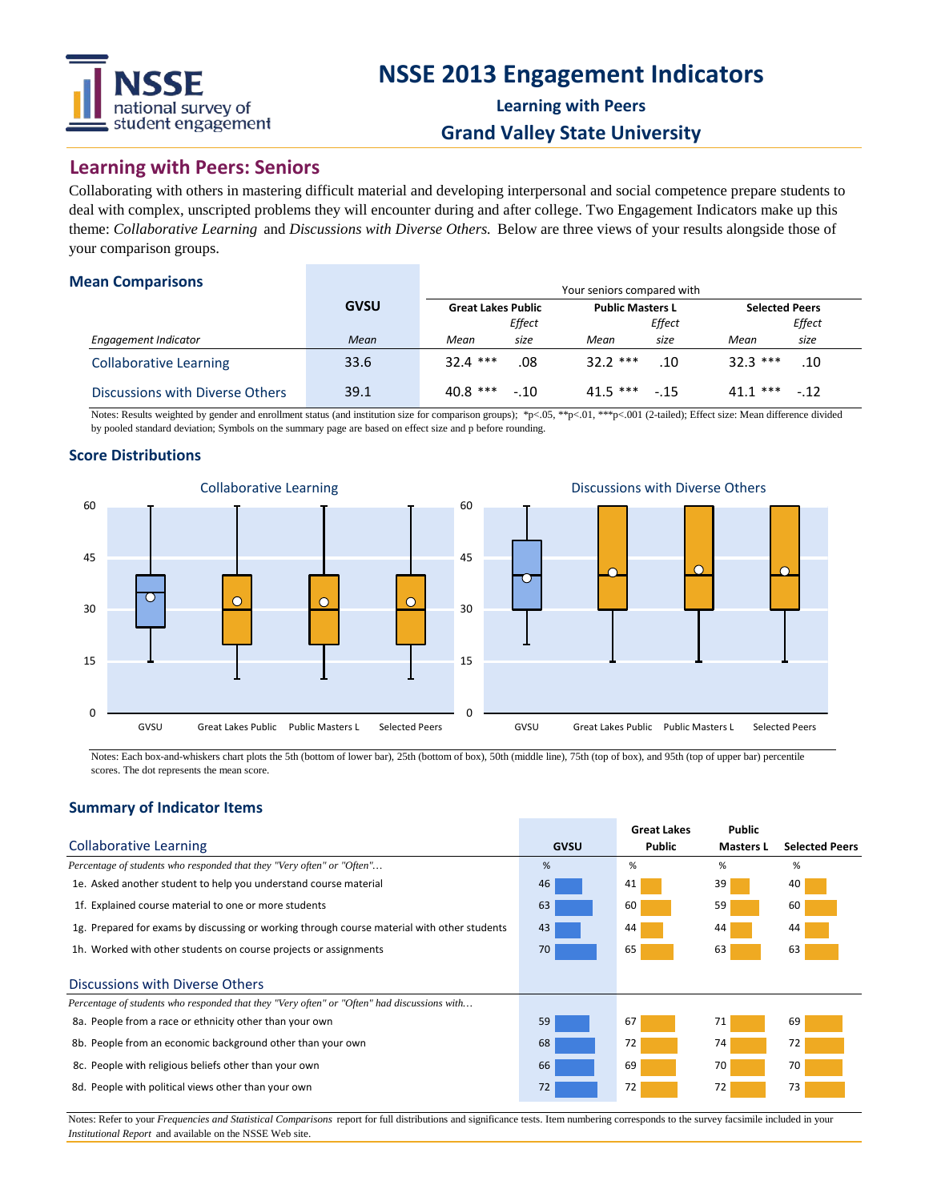# NSSE 2013 Engagement Indicators

**Learning with Peers**

**Grand Valley State University**

## Learning with Peers: Seniors

Collaborating with others in mastering difficult material and developing interpersonal and social competence prepare students to deal with complex, unscripted problems they will encounter during and after college. Two Engagement Indicators make up this theme: *Collaborative Learning* and *Discussions with Diverse Others.* Below are three views of your results alongside those of your comparison groups.

### Mean Comparisons

| | GVSU | Your seniors compared with | | | | | |
|---|---|---|---|---|---|---|---|
| | | Great Lakes Public | | Public Masters L | | Selected Peers | |
| *Engagement Indicator* | *Mean* | *Mean* | *Effect size* | *Mean* | *Effect size* | *Mean* | *Effect size* |
| Collaborative Learning | 33.6 | 32.4 *** | .08 | 32.2 *** | .10 | 32.3 *** | .10 |
| Discussions with Diverse Others | 39.1 | 40.8 *** | -.10 | 41.5 *** | -.15 | 41.1 *** | -.12 |

Notes: Results weighted by gender and enrollment status (and institution size for comparison groups); *p<.05, **p<.01, ***p<.001 (2-tailed); Effect size: Mean difference divided by pooled standard deviation; Symbols on the summary page are based on effect size and p before rounding.

### Score Distributions

Notes: Each box-and-whiskers chart plots the 5th (bottom of lower bar), 25th (bottom of box), 50th (middle line), 75th (top of box), and 95th (top of upper bar) percentile scores. The dot represents the mean score.

### Summary of Indicator Items

| Collaborative Learning | GVSU | Great Lakes Public | Public Masters L | Selected Peers |
|---|---|---|---|---|
| *Percentage of students who responded that they "Very often" or "Often"…* | % | % | % | % |
| 1e. Asked another student to help you understand course material | 46 | 41 | 39 | 40 |
| 1f. Explained course material to one or more students | 63 | 60 | 59 | 60 |
| 1g. Prepared for exams by discussing or working through course material with other students | 43 | 44 | 44 | 44 |
| 1h. Worked with other students on course projects or assignments | 70 | 65 | 63 | 63 |

| Discussions with Diverse Others | GVSU | Great Lakes Public | Public Masters L | Selected Peers |
|---|---|---|---|---|
| *Percentage of students who responded that they "Very often" or "Often" had discussions with…* | % | % | % | % |
| 8a. People from a race or ethnicity other than your own | 59 | 67 | 71 | 69 |
| 8b. People from an economic background other than your own | 68 | 72 | 74 | 72 |
| 8c. People with religious beliefs other than your own | 66 | 69 | 70 | 70 |
| 8d. People with political views other than your own | 72 | 72 | 72 | 73 |

Notes: Refer to your *Frequencies and Statistical Comparisons* report for full distributions and significance tests. Item numbering corresponds to the survey facsimile included in your *Institutional Report* and available on the NSSE Web site.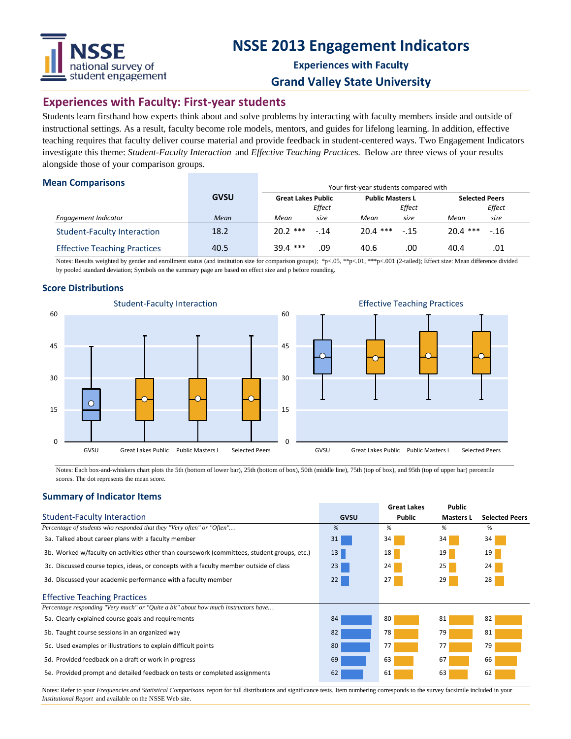# NSSE 2013 Engagement Indicators

### Experiences with Faculty

### Grand Valley State University

## Experiences with Faculty: First-year students

Students learn firsthand how experts think about and solve problems by interacting with faculty members inside and outside of instructional settings. As a result, faculty become role models, mentors, and guides for lifelong learning. In addition, effective teaching requires that faculty deliver course material and provide feedback in student-centered ways. Two Engagement Indicators investigate this theme: *Student-Faculty Interaction* and *Effective Teaching Practices.* Below are three views of your results alongside those of your comparison groups.

### Mean Comparisons

| | GVSU | Your first-year students compared with | | | | | |
|---|---|---|---|---|---|---|---|
| | | Great Lakes Public | | Public Masters L | | Selected Peers | |
| *Engagement Indicator* | *Mean* | *Mean* | *Effect size* | *Mean* | *Effect size* | *Mean* | *Effect size* |
| Student-Faculty Interaction | 18.2 | 20.2 *** | -.14 | 20.4 *** | -.15 | 20.4 *** | -.16 |
| Effective Teaching Practices | 40.5 | 39.4 *** | .09 | 40.6 | .00 | 40.4 | .01 |

Notes: Results weighted by gender and enrollment status (and institution size for comparison groups); *p<.05, **p<.01, ***p<.001 (2-tailed); Effect size: Mean difference divided by pooled standard deviation; Symbols on the summary page are based on effect size and p before rounding.

### Score Distributions

Student-Faculty Interaction

Effective Teaching Practices

Notes: Each box-and-whiskers chart plots the 5th (bottom of lower bar), 25th (bottom of box), 50th (middle line), 75th (top of box), and 95th (top of upper bar) percentile scores. The dot represents the mean score.

### Summary of Indicator Items

| Student-Faculty Interaction | GVSU | Great Lakes Public | Public Masters L | Selected Peers |
|---|---|---|---|---|
| *Percentage of students who responded that they "Very often" or "Often"…* | % | % | % | % |
| 3a. Talked about career plans with a faculty member | 31 | 34 | 34 | 34 |
| 3b. Worked w/faculty on activities other than coursework (committees, student groups, etc.) | 13 | 18 | 19 | 19 |
| 3c. Discussed course topics, ideas, or concepts with a faculty member outside of class | 23 | 24 | 25 | 24 |
| 3d. Discussed your academic performance with a faculty member | 22 | 27 | 29 | 28 |
| **Effective Teaching Practices** | | | | |
| *Percentage responding "Very much" or "Quite a bit" about how much instructors have…* | | | | |
| 5a. Clearly explained course goals and requirements | 84 | 80 | 81 | 82 |
| 5b. Taught course sessions in an organized way | 82 | 78 | 79 | 81 |
| 5c. Used examples or illustrations to explain difficult points | 80 | 77 | 77 | 79 |
| 5d. Provided feedback on a draft or work in progress | 69 | 63 | 67 | 66 |
| 5e. Provided prompt and detailed feedback on tests or completed assignments | 62 | 61 | 63 | 62 |

Notes: Refer to your *Frequencies and Statistical Comparisons* report for full distributions and significance tests. Item numbering corresponds to the survey facsimile included in your *Institutional Report* and available on the NSSE Web site.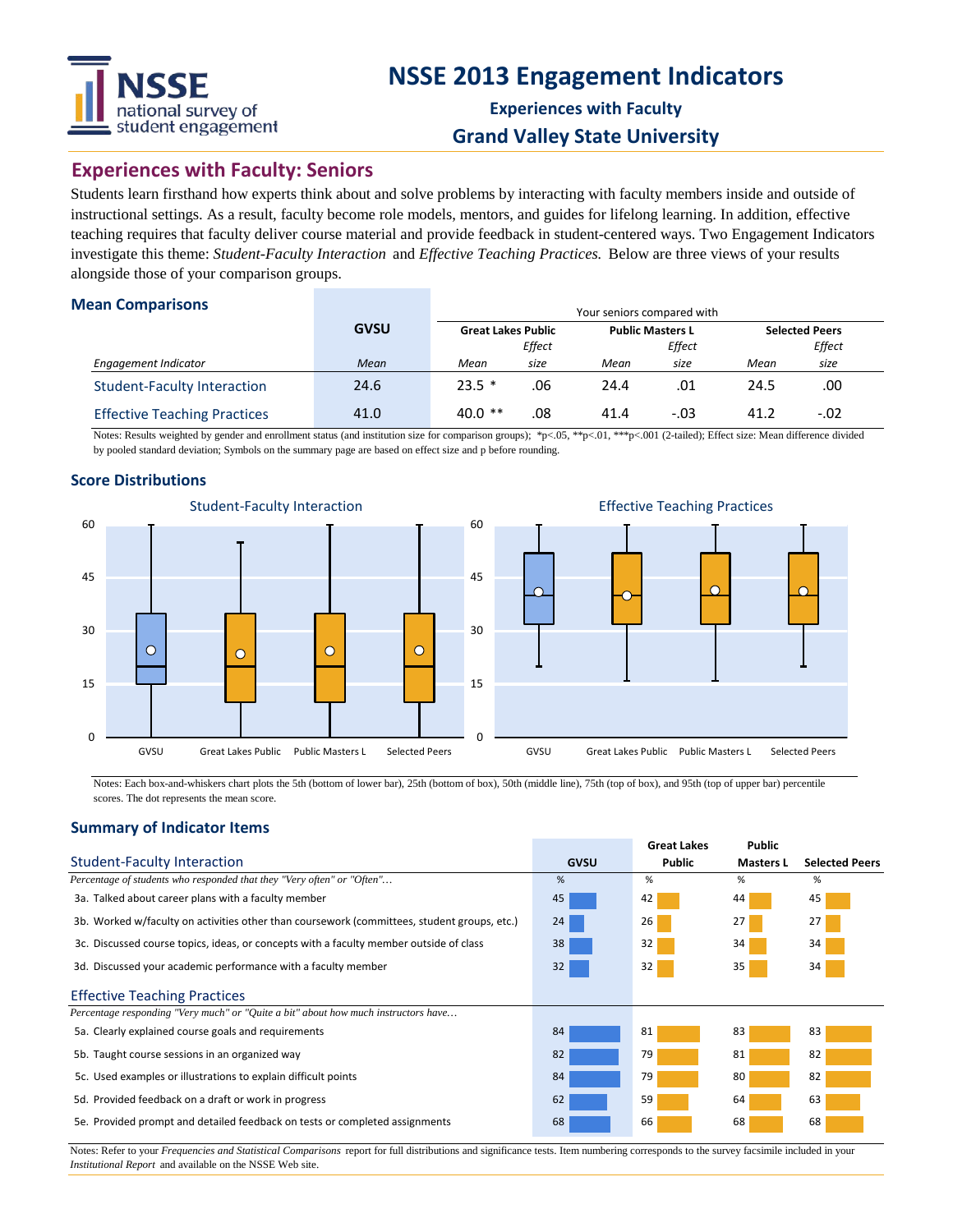# NSSE 2013 Engagement Indicators

**Experiences with Faculty**

**Grand Valley State University**

## Experiences with Faculty: Seniors

Students learn firsthand how experts think about and solve problems by interacting with faculty members inside and outside of instructional settings. As a result, faculty become role models, mentors, and guides for lifelong learning. In addition, effective teaching requires that faculty deliver course material and provide feedback in student-centered ways. Two Engagement Indicators investigate this theme: *Student-Faculty Interaction* and *Effective Teaching Practices.* Below are three views of your results alongside those of your comparison groups.

### Mean Comparisons

| | GVSU | Your seniors compared with | | | | | |
|---|---|---|---|---|---|---|---|
| | | Great Lakes Public | | Public Masters L | | Selected Peers | |
| *Engagement Indicator* | *Mean* | *Mean* | *Effect size* | *Mean* | *Effect size* | *Mean* | *Effect size* |
| Student-Faculty Interaction | 24.6 | 23.5 * | .06 | 24.4 | .01 | 24.5 | .00 |
| Effective Teaching Practices | 41.0 | 40.0 ** | .08 | 41.4 | -.03 | 41.2 | -.02 |

Notes: Results weighted by gender and enrollment status (and institution size for comparison groups); *p<.05, **p<.01, ***p<.001 (2-tailed); Effect size: Mean difference divided by pooled standard deviation; Symbols on the summary page are based on effect size and p before rounding.

### Score Distributions

Student-Faculty Interaction

Effective Teaching Practices

Notes: Each box-and-whiskers chart plots the 5th (bottom of lower bar), 25th (bottom of box), 50th (middle line), 75th (top of box), and 95th (top of upper bar) percentile scores. The dot represents the mean score.

### Summary of Indicator Items

| Student-Faculty Interaction | GVSU | Great Lakes Public | Public Masters L | Selected Peers |
|---|---|---|---|---|
| *Percentage of students who responded that they "Very often" or "Often"…* | % | % | % | % |
| 3a. Talked about career plans with a faculty member | 45 | 42 | 44 | 45 |
| 3b. Worked w/faculty on activities other than coursework (committees, student groups, etc.) | 24 | 26 | 27 | 27 |
| 3c. Discussed course topics, ideas, or concepts with a faculty member outside of class | 38 | 32 | 34 | 34 |
| 3d. Discussed your academic performance with a faculty member | 32 | 32 | 35 | 34 |

| Effective Teaching Practices | GVSU | Great Lakes Public | Public Masters L | Selected Peers |
|---|---|---|---|---|
| *Percentage responding "Very much" or "Quite a bit" about how much instructors have…* | | | | |
| 5a. Clearly explained course goals and requirements | 84 | 81 | 83 | 83 |
| 5b. Taught course sessions in an organized way | 82 | 79 | 81 | 82 |
| 5c. Used examples or illustrations to explain difficult points | 84 | 79 | 80 | 82 |
| 5d. Provided feedback on a draft or work in progress | 62 | 59 | 64 | 63 |
| 5e. Provided prompt and detailed feedback on tests or completed assignments | 68 | 66 | 68 | 68 |

Notes: Refer to your *Frequencies and Statistical Comparisons* report for full distributions and significance tests. Item numbering corresponds to the survey facsimile included in your *Institutional Report* and available on the NSSE Web site.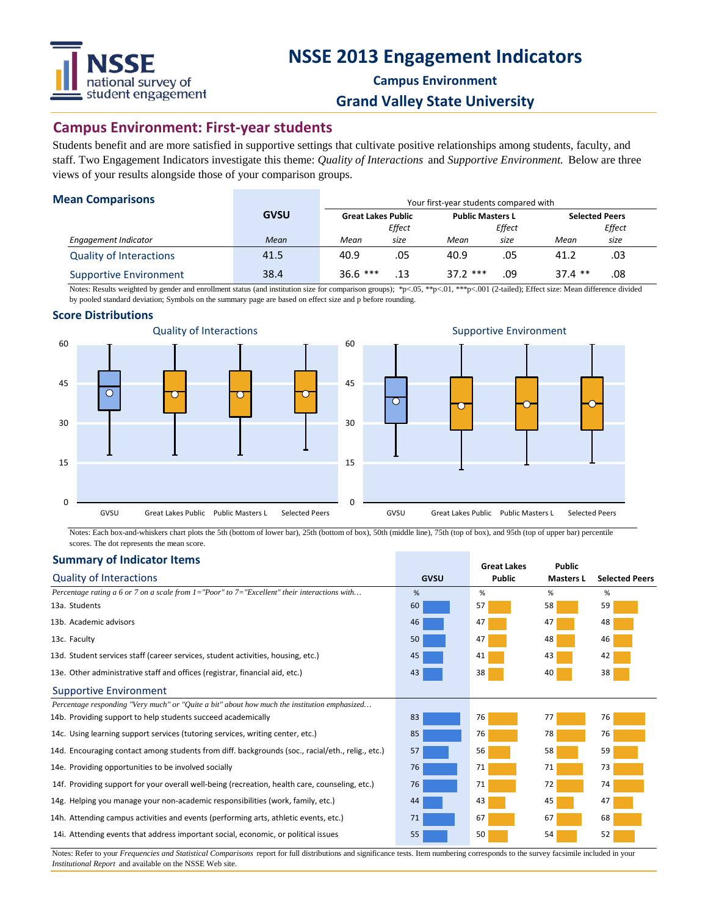# NSSE 2013 Engagement Indicators

**Campus Environment**

**Grand Valley State University**

## Campus Environment: First-year students

Students benefit and are more satisfied in supportive settings that cultivate positive relationships among students, faculty, and staff. Two Engagement Indicators investigate this theme: *Quality of Interactions* and *Supportive Environment.* Below are three views of your results alongside those of your comparison groups.

### Mean Comparisons

| | GVSU | Your first-year students compared with | | | | | |
|---|---|---|---|---|---|---|---|
| | | Great Lakes Public | | Public Masters L | | Selected Peers | |
| *Engagement Indicator* | *Mean* | *Mean* | *Effect size* | *Mean* | *Effect size* | *Mean* | *Effect size* |
| Quality of Interactions | 41.5 | 40.9 | .05 | 40.9 | .05 | 41.2 | .03 |
| Supportive Environment | 38.4 | 36.6 *** | .13 | 37.2 *** | .09 | 37.4 ** | .08 |

Notes: Results weighted by gender and enrollment status (and institution size for comparison groups); *p<.05, **p<.01, ***p<.001 (2-tailed); Effect size: Mean difference divided by pooled standard deviation; Symbols on the summary page are based on effect size and p before rounding.

### Score Distributions

Notes: Each box-and-whiskers chart plots the 5th (bottom of lower bar), 25th (bottom of box), 50th (middle line), 75th (top of box), and 95th (top of upper bar) percentile scores. The dot represents the mean score.

### Summary of Indicator Items

| Quality of Interactions | GVSU | Great Lakes Public | Public Masters L | Selected Peers |
|---|---|---|---|---|
| *Percentage rating a 6 or 7 on a scale from 1="Poor" to 7="Excellent" their interactions with…* | % | % | % | % |
| 13a. Students | 60 | 57 | 58 | 59 |
| 13b. Academic advisors | 46 | 47 | 47 | 48 |
| 13c. Faculty | 50 | 47 | 48 | 46 |
| 13d. Student services staff (career services, student activities, housing, etc.) | 45 | 41 | 43 | 42 |
| 13e. Other administrative staff and offices (registrar, financial aid, etc.) | 43 | 38 | 40 | 38 |
| **Supportive Environment** | | | | |
| *Percentage responding "Very much" or "Quite a bit" about how much the institution emphasized…* | | | | |
| 14b. Providing support to help students succeed academically | 83 | 76 | 77 | 76 |
| 14c. Using learning support services (tutoring services, writing center, etc.) | 85 | 76 | 78 | 76 |
| 14d. Encouraging contact among students from diff. backgrounds (soc., racial/eth., relig., etc.) | 57 | 56 | 58 | 59 |
| 14e. Providing opportunities to be involved socially | 76 | 71 | 71 | 73 |
| 14f. Providing support for your overall well-being (recreation, health care, counseling, etc.) | 76 | 71 | 72 | 74 |
| 14g. Helping you manage your non-academic responsibilities (work, family, etc.) | 44 | 43 | 45 | 47 |
| 14h. Attending campus activities and events (performing arts, athletic events, etc.) | 71 | 67 | 67 | 68 |
| 14i. Attending events that address important social, economic, or political issues | 55 | 50 | 54 | 52 |

Notes: Refer to your *Frequencies and Statistical Comparisons* report for full distributions and significance tests. Item numbering corresponds to the survey facsimile included in your *Institutional Report* and available on the NSSE Web site.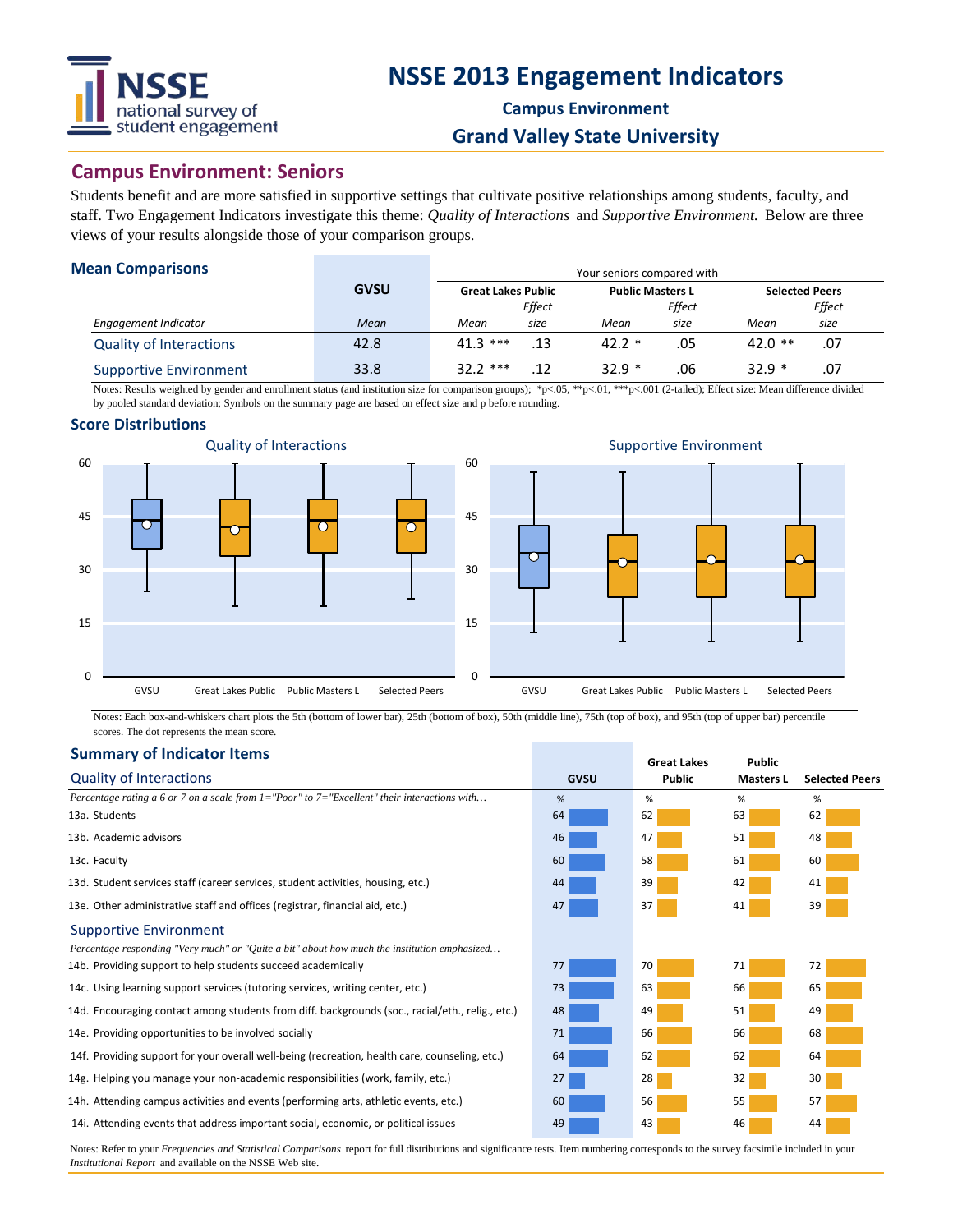# NSSE 2013 Engagement Indicators

**Campus Environment**

**Grand Valley State University**

## Campus Environment: Seniors

Students benefit and are more satisfied in supportive settings that cultivate positive relationships among students, faculty, and staff. Two Engagement Indicators investigate this theme: *Quality of Interactions* and *Supportive Environment.* Below are three views of your results alongside those of your comparison groups.

### Mean Comparisons

| | GVSU | Your seniors compared with | | | | | |
|---|---|---|---|---|---|---|---|
| | | Great Lakes Public | | Public Masters L | | Selected Peers | |
| *Engagement Indicator* | *Mean* | *Mean* | *Effect size* | *Mean* | *Effect size* | *Mean* | *Effect size* |
| Quality of Interactions | 42.8 | 41.3 *** | .13 | 42.2 * | .05 | 42.0 ** | .07 |
| Supportive Environment | 33.8 | 32.2 *** | .12 | 32.9 * | .06 | 32.9 * | .07 |

Notes: Results weighted by gender and enrollment status (and institution size for comparison groups); *p<.05, **p<.01, ***p<.001 (2-tailed); Effect size: Mean difference divided by pooled standard deviation; Symbols on the summary page are based on effect size and p before rounding.

### Score Distributions

Quality of Interactions (box plots: GVSU, Great Lakes Public, Public Masters L, Selected Peers; scale 0–60)

Supportive Environment (box plots: GVSU, Great Lakes Public, Public Masters L, Selected Peers; scale 0–60)

Notes: Each box-and-whiskers chart plots the 5th (bottom of lower bar), 25th (bottom of box), 50th (middle line), 75th (top of box), and 95th (top of upper bar) percentile scores. The dot represents the mean score.

### Summary of Indicator Items

| Quality of Interactions | GVSU | Great Lakes Public | Public Masters L | Selected Peers |
|---|---|---|---|---|
| *Percentage rating a 6 or 7 on a scale from 1="Poor" to 7="Excellent" their interactions with…* | % | % | % | % |
| 13a. Students | 64 | 62 | 63 | 62 |
| 13b. Academic advisors | 46 | 47 | 51 | 48 |
| 13c. Faculty | 60 | 58 | 61 | 60 |
| 13d. Student services staff (career services, student activities, housing, etc.) | 44 | 39 | 42 | 41 |
| 13e. Other administrative staff and offices (registrar, financial aid, etc.) | 47 | 37 | 41 | 39 |

| Supportive Environment | GVSU | Great Lakes Public | Public Masters L | Selected Peers |
|---|---|---|---|---|
| *Percentage responding "Very much" or "Quite a bit" about how much the institution emphasized…* | | | | |
| 14b. Providing support to help students succeed academically | 77 | 70 | 71 | 72 |
| 14c. Using learning support services (tutoring services, writing center, etc.) | 73 | 63 | 66 | 65 |
| 14d. Encouraging contact among students from diff. backgrounds (soc., racial/eth., relig., etc.) | 48 | 49 | 51 | 49 |
| 14e. Providing opportunities to be involved socially | 71 | 66 | 66 | 68 |
| 14f. Providing support for your overall well-being (recreation, health care, counseling, etc.) | 64 | 62 | 62 | 64 |
| 14g. Helping you manage your non-academic responsibilities (work, family, etc.) | 27 | 28 | 32 | 30 |
| 14h. Attending campus activities and events (performing arts, athletic events, etc.) | 60 | 56 | 55 | 57 |
| 14i. Attending events that address important social, economic, or political issues | 49 | 43 | 46 | 44 |

Notes: Refer to your *Frequencies and Statistical Comparisons* report for full distributions and significance tests. Item numbering corresponds to the survey facsimile included in your *Institutional Report* and available on the NSSE Web site.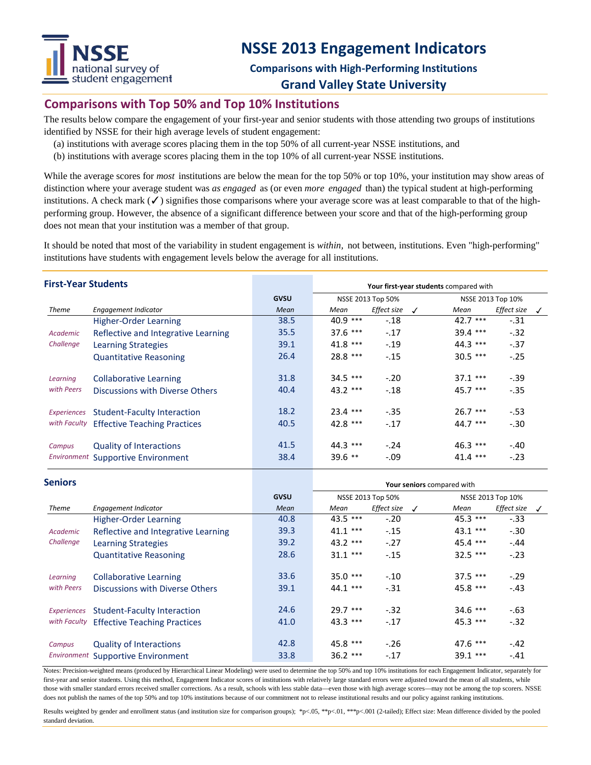# NSSE 2013 Engagement Indicators

**Comparisons with High-Performing Institutions**

**Grand Valley State University**

## Comparisons with Top 50% and Top 10% Institutions

The results below compare the engagement of your first-year and senior students with those attending two groups of institutions identified by NSSE for their high average levels of student engagement:

(a) institutions with average scores placing them in the top 50% of all current-year NSSE institutions, and
(b) institutions with average scores placing them in the top 10% of all current-year NSSE institutions.

While the average scores for *most* institutions are below the mean for the top 50% or top 10%, your institution may show areas of distinction where your average student was *as engaged* as (or even *more engaged* than) the typical student at high-performing institutions. A check mark (✓) signifies those comparisons where your average score was at least comparable to that of the high-performing group. However, the absence of a significant difference between your score and that of the high-performing group does not mean that your institution was a member of that group.

It should be noted that most of the variability in student engagement is *within,* not between, institutions. Even "high-performing" institutions have students with engagement levels below the average for all institutions.

### First-Year Students

| | | GVSU | Your first-year students compared with | | | | | |
|---|---|---|---|---|---|---|---|---|
| | | | NSSE 2013 Top 50% | | | NSSE 2013 Top 10% | | |
| *Theme* | *Engagement Indicator* | *Mean* | *Mean* | *Effect size* | ✓ | *Mean* | *Effect size* | ✓ |
| *Academic Challenge* | Higher-Order Learning | 38.5 | 40.9 *** | -.18 | | 42.7 *** | -.31 | |
| | Reflective and Integrative Learning | 35.5 | 37.6 *** | -.17 | | 39.4 *** | -.32 | |
| | Learning Strategies | 39.1 | 41.8 *** | -.19 | | 44.3 *** | -.37 | |
| | Quantitative Reasoning | 26.4 | 28.8 *** | -.15 | | 30.5 *** | -.25 | |
| *Learning with Peers* | Collaborative Learning | 31.8 | 34.5 *** | -.20 | | 37.1 *** | -.39 | |
| | Discussions with Diverse Others | 40.4 | 43.2 *** | -.18 | | 45.7 *** | -.35 | |
| *Experiences with Faculty* | Student-Faculty Interaction | 18.2 | 23.4 *** | -.35 | | 26.7 *** | -.53 | |
| | Effective Teaching Practices | 40.5 | 42.8 *** | -.17 | | 44.7 *** | -.30 | |
| *Campus Environment* | Quality of Interactions | 41.5 | 44.3 *** | -.24 | | 46.3 *** | -.40 | |
| | Supportive Environment | 38.4 | 39.6 ** | -.09 | | 41.4 *** | -.23 | |

### Seniors

| | | GVSU | Your seniors compared with | | | | | |
|---|---|---|---|---|---|---|---|---|
| | | | NSSE 2013 Top 50% | | | NSSE 2013 Top 10% | | |
| *Theme* | *Engagement Indicator* | *Mean* | *Mean* | *Effect size* | ✓ | *Mean* | *Effect size* | ✓ |
| *Academic Challenge* | Higher-Order Learning | 40.8 | 43.5 *** | -.20 | | 45.3 *** | -.33 | |
| | Reflective and Integrative Learning | 39.3 | 41.1 *** | -.15 | | 43.1 *** | -.30 | |
| | Learning Strategies | 39.2 | 43.2 *** | -.27 | | 45.4 *** | -.44 | |
| | Quantitative Reasoning | 28.6 | 31.1 *** | -.15 | | 32.5 *** | -.23 | |
| *Learning with Peers* | Collaborative Learning | 33.6 | 35.0 *** | -.10 | | 37.5 *** | -.29 | |
| | Discussions with Diverse Others | 39.1 | 44.1 *** | -.31 | | 45.8 *** | -.43 | |
| *Experiences with Faculty* | Student-Faculty Interaction | 24.6 | 29.7 *** | -.32 | | 34.6 *** | -.63 | |
| | Effective Teaching Practices | 41.0 | 43.3 *** | -.17 | | 45.3 *** | -.32 | |
| *Campus Environment* | Quality of Interactions | 42.8 | 45.8 *** | -.26 | | 47.6 *** | -.42 | |
| | Supportive Environment | 33.8 | 36.2 *** | -.17 | | 39.1 *** | -.41 | |

Notes: Precision-weighted means (produced by Hierarchical Linear Modeling) were used to determine the top 50% and top 10% institutions for each Engagement Indicator, separately for first-year and senior students. Using this method, Engagement Indicator scores of institutions with relatively large standard errors were adjusted toward the mean of all students, while those with smaller standard errors received smaller corrections. As a result, schools with less stable data—even those with high average scores—may not be among the top scorers. NSSE does not publish the names of the top 50% and top 10% institutions because of our commitment not to release institutional results and our policy against ranking institutions.

Results weighted by gender and enrollment status (and institution size for comparison groups); *p<.05, **p<.01, ***p<.001 (2-tailed); Effect size: Mean difference divided by the pooled standard deviation.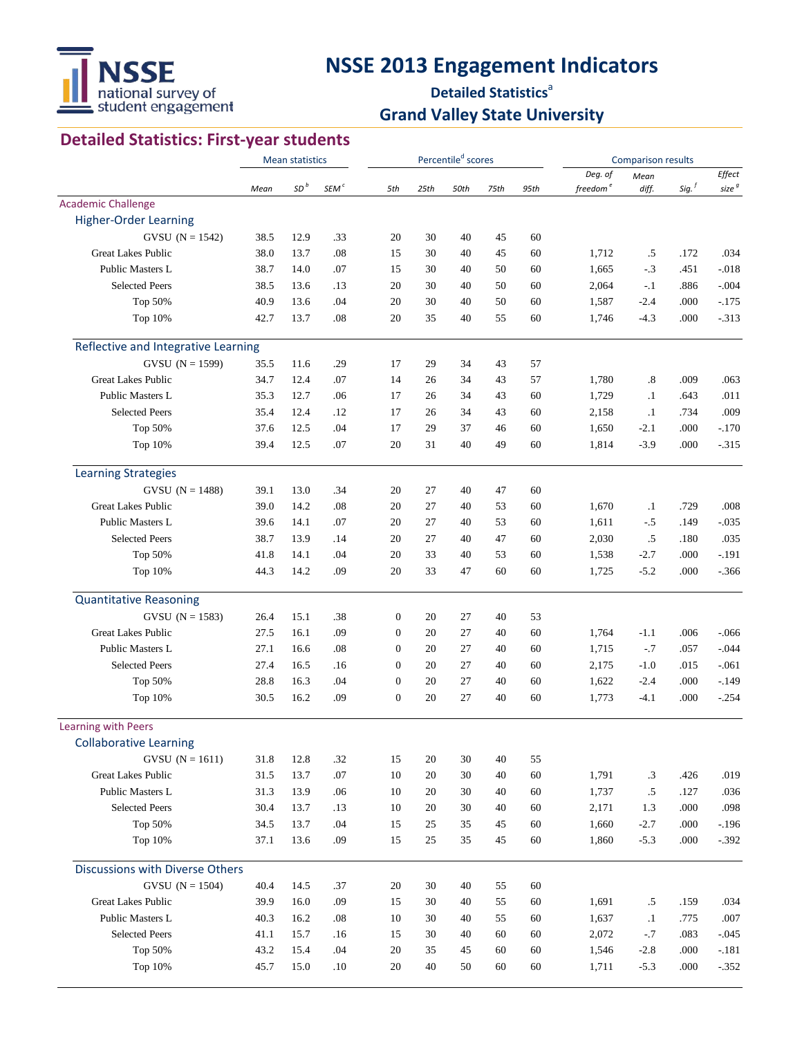# NSSE 2013 Engagement Indicators

**Detailed Statistics[a]**

**Grand Valley State University**

## Detailed Statistics: First-year students

| | Mean statistics | | | Percentile[d] scores | | | | | Comparison results | | | |
|---|---|---|---|---|---|---|---|---|---|---|---|---|
| | *Mean* | *SD[b]* | *SEM[c]* | *5th* | *25th* | *50th* | *75th* | *95th* | *Deg. of freedom[e]* | *Mean diff.* | *Sig.[f]* | *Effect size[g]* |
| **Academic Challenge** | | | | | | | | | | | | |
| **Higher-Order Learning** | | | | | | | | | | | | |
| GVSU (N = 1542) | 38.5 | 12.9 | .33 | 20 | 30 | 40 | 45 | 60 | | | | |
| Great Lakes Public | 38.0 | 13.7 | .08 | 15 | 30 | 40 | 45 | 60 | 1,712 | .5 | .172 | .034 |
| Public Masters L | 38.7 | 14.0 | .07 | 15 | 30 | 40 | 50 | 60 | 1,665 | -.3 | .451 | -.018 |
| Selected Peers | 38.5 | 13.6 | .13 | 20 | 30 | 40 | 50 | 60 | 2,064 | -.1 | .886 | -.004 |
| Top 50% | 40.9 | 13.6 | .04 | 20 | 30 | 40 | 50 | 60 | 1,587 | -2.4 | .000 | -.175 |
| Top 10% | 42.7 | 13.7 | .08 | 20 | 35 | 40 | 55 | 60 | 1,746 | -4.3 | .000 | -.313 |
| **Reflective and Integrative Learning** | | | | | | | | | | | | |
| GVSU (N = 1599) | 35.5 | 11.6 | .29 | 17 | 29 | 34 | 43 | 57 | | | | |
| Great Lakes Public | 34.7 | 12.4 | .07 | 14 | 26 | 34 | 43 | 57 | 1,780 | .8 | .009 | .063 |
| Public Masters L | 35.3 | 12.7 | .06 | 17 | 26 | 34 | 43 | 60 | 1,729 | .1 | .643 | .011 |
| Selected Peers | 35.4 | 12.4 | .12 | 17 | 26 | 34 | 43 | 60 | 2,158 | .1 | .734 | .009 |
| Top 50% | 37.6 | 12.5 | .04 | 17 | 29 | 37 | 46 | 60 | 1,650 | -2.1 | .000 | -.170 |
| Top 10% | 39.4 | 12.5 | .07 | 20 | 31 | 40 | 49 | 60 | 1,814 | -3.9 | .000 | -.315 |
| **Learning Strategies** | | | | | | | | | | | | |
| GVSU (N = 1488) | 39.1 | 13.0 | .34 | 20 | 27 | 40 | 47 | 60 | | | | |
| Great Lakes Public | 39.0 | 14.2 | .08 | 20 | 27 | 40 | 53 | 60 | 1,670 | .1 | .729 | .008 |
| Public Masters L | 39.6 | 14.1 | .07 | 20 | 27 | 40 | 53 | 60 | 1,611 | -.5 | .149 | -.035 |
| Selected Peers | 38.7 | 13.9 | .14 | 20 | 27 | 40 | 47 | 60 | 2,030 | .5 | .180 | .035 |
| Top 50% | 41.8 | 14.1 | .04 | 20 | 33 | 40 | 53 | 60 | 1,538 | -2.7 | .000 | -.191 |
| Top 10% | 44.3 | 14.2 | .09 | 20 | 33 | 47 | 60 | 60 | 1,725 | -5.2 | .000 | -.366 |
| **Quantitative Reasoning** | | | | | | | | | | | | |
| GVSU (N = 1583) | 26.4 | 15.1 | .38 | 0 | 20 | 27 | 40 | 53 | | | | |
| Great Lakes Public | 27.5 | 16.1 | .09 | 0 | 20 | 27 | 40 | 60 | 1,764 | -1.1 | .006 | -.066 |
| Public Masters L | 27.1 | 16.6 | .08 | 0 | 20 | 27 | 40 | 60 | 1,715 | -.7 | .057 | -.044 |
| Selected Peers | 27.4 | 16.5 | .16 | 0 | 20 | 27 | 40 | 60 | 2,175 | -1.0 | .015 | -.061 |
| Top 50% | 28.8 | 16.3 | .04 | 0 | 20 | 27 | 40 | 60 | 1,622 | -2.4 | .000 | -.149 |
| Top 10% | 30.5 | 16.2 | .09 | 0 | 20 | 27 | 40 | 60 | 1,773 | -4.1 | .000 | -.254 |
| **Learning with Peers** | | | | | | | | | | | | |
| **Collaborative Learning** | | | | | | | | | | | | |
| GVSU (N = 1611) | 31.8 | 12.8 | .32 | 15 | 20 | 30 | 40 | 55 | | | | |
| Great Lakes Public | 31.5 | 13.7 | .07 | 10 | 20 | 30 | 40 | 60 | 1,791 | .3 | .426 | .019 |
| Public Masters L | 31.3 | 13.9 | .06 | 10 | 20 | 30 | 40 | 60 | 1,737 | .5 | .127 | .036 |
| Selected Peers | 30.4 | 13.7 | .13 | 10 | 20 | 30 | 40 | 60 | 2,171 | 1.3 | .000 | .098 |
| Top 50% | 34.5 | 13.7 | .04 | 15 | 25 | 35 | 45 | 60 | 1,660 | -2.7 | .000 | -.196 |
| Top 10% | 37.1 | 13.6 | .09 | 15 | 25 | 35 | 45 | 60 | 1,860 | -5.3 | .000 | -.392 |
| **Discussions with Diverse Others** | | | | | | | | | | | | |
| GVSU (N = 1504) | 40.4 | 14.5 | .37 | 20 | 30 | 40 | 55 | 60 | | | | |
| Great Lakes Public | 39.9 | 16.0 | .09 | 15 | 30 | 40 | 55 | 60 | 1,691 | .5 | .159 | .034 |
| Public Masters L | 40.3 | 16.2 | .08 | 10 | 30 | 40 | 55 | 60 | 1,637 | .1 | .775 | .007 |
| Selected Peers | 41.1 | 15.7 | .16 | 15 | 30 | 40 | 60 | 60 | 2,072 | -.7 | .083 | -.045 |
| Top 50% | 43.2 | 15.4 | .04 | 20 | 35 | 45 | 60 | 60 | 1,546 | -2.8 | .000 | -.181 |
| Top 10% | 45.7 | 15.0 | .10 | 20 | 40 | 50 | 60 | 60 | 1,711 | -5.3 | .000 | -.352 |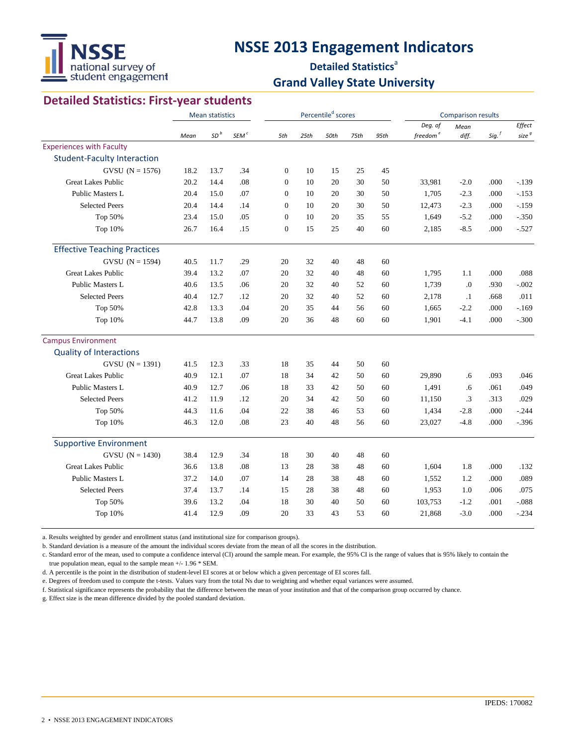# NSSE 2013 Engagement Indicators

**Detailed Statistics**[a]

**Grand Valley State University**

## Detailed Statistics: First-year students

| | Mean statistics | | | Percentile[d] scores | | | | | Comparison results | | | |
|---|---|---|---|---|---|---|---|---|---|---|---|---|
| | *Mean* | *SD*[b] | *SEM*[c] | *5th* | *25th* | *50th* | *75th* | *95th* | *Deg. of freedom*[e] | *Mean diff.* | *Sig.*[f] | *Effect size*[g] |
| **Experiences with Faculty** | | | | | | | | | | | | |
| **Student-Faculty Interaction** | | | | | | | | | | | | |
| GVSU (N = 1576) | 18.2 | 13.7 | .34 | 0 | 10 | 15 | 25 | 45 | | | | |
| Great Lakes Public | 20.2 | 14.4 | .08 | 0 | 10 | 20 | 30 | 50 | 33,981 | -2.0 | .000 | -.139 |
| Public Masters L | 20.4 | 15.0 | .07 | 0 | 10 | 20 | 30 | 50 | 1,705 | -2.3 | .000 | -.153 |
| Selected Peers | 20.4 | 14.4 | .14 | 0 | 10 | 20 | 30 | 50 | 12,473 | -2.3 | .000 | -.159 |
| Top 50% | 23.4 | 15.0 | .05 | 0 | 10 | 20 | 35 | 55 | 1,649 | -5.2 | .000 | -.350 |
| Top 10% | 26.7 | 16.4 | .15 | 0 | 15 | 25 | 40 | 60 | 2,185 | -8.5 | .000 | -.527 |
| **Effective Teaching Practices** | | | | | | | | | | | | |
| GVSU (N = 1594) | 40.5 | 11.7 | .29 | 20 | 32 | 40 | 48 | 60 | | | | |
| Great Lakes Public | 39.4 | 13.2 | .07 | 20 | 32 | 40 | 48 | 60 | 1,795 | 1.1 | .000 | .088 |
| Public Masters L | 40.6 | 13.5 | .06 | 20 | 32 | 40 | 52 | 60 | 1,739 | .0 | .930 | -.002 |
| Selected Peers | 40.4 | 12.7 | .12 | 20 | 32 | 40 | 52 | 60 | 2,178 | .1 | .668 | .011 |
| Top 50% | 42.8 | 13.3 | .04 | 20 | 35 | 44 | 56 | 60 | 1,665 | -2.2 | .000 | -.169 |
| Top 10% | 44.7 | 13.8 | .09 | 20 | 36 | 48 | 60 | 60 | 1,901 | -4.1 | .000 | -.300 |
| **Campus Environment** | | | | | | | | | | | | |
| **Quality of Interactions** | | | | | | | | | | | | |
| GVSU (N = 1391) | 41.5 | 12.3 | .33 | 18 | 35 | 44 | 50 | 60 | | | | |
| Great Lakes Public | 40.9 | 12.1 | .07 | 18 | 34 | 42 | 50 | 60 | 29,890 | .6 | .093 | .046 |
| Public Masters L | 40.9 | 12.7 | .06 | 18 | 33 | 42 | 50 | 60 | 1,491 | .6 | .061 | .049 |
| Selected Peers | 41.2 | 11.9 | .12 | 20 | 34 | 42 | 50 | 60 | 11,150 | .3 | .313 | .029 |
| Top 50% | 44.3 | 11.6 | .04 | 22 | 38 | 46 | 53 | 60 | 1,434 | -2.8 | .000 | -.244 |
| Top 10% | 46.3 | 12.0 | .08 | 23 | 40 | 48 | 56 | 60 | 23,027 | -4.8 | .000 | -.396 |
| **Supportive Environment** | | | | | | | | | | | | |
| GVSU (N = 1430) | 38.4 | 12.9 | .34 | 18 | 30 | 40 | 48 | 60 | | | | |
| Great Lakes Public | 36.6 | 13.8 | .08 | 13 | 28 | 38 | 48 | 60 | 1,604 | 1.8 | .000 | .132 |
| Public Masters L | 37.2 | 14.0 | .07 | 14 | 28 | 38 | 48 | 60 | 1,552 | 1.2 | .000 | .089 |
| Selected Peers | 37.4 | 13.7 | .14 | 15 | 28 | 38 | 48 | 60 | 1,953 | 1.0 | .006 | .075 |
| Top 50% | 39.6 | 13.2 | .04 | 18 | 30 | 40 | 50 | 60 | 103,753 | -1.2 | .001 | -.088 |
| Top 10% | 41.4 | 12.9 | .09 | 20 | 33 | 43 | 53 | 60 | 21,868 | -3.0 | .000 | -.234 |

a. Results weighted by gender and enrollment status (and institutional size for comparison groups).

b. Standard deviation is a measure of the amount the individual scores deviate from the mean of all the scores in the distribution.

c. Standard error of the mean, used to compute a confidence interval (CI) around the sample mean. For example, the 95% CI is the range of values that is 95% likely to contain the true population mean, equal to the sample mean +/- 1.96 * SEM.

d. A percentile is the point in the distribution of student-level EI scores at or below which a given percentage of EI scores fall.

e. Degrees of freedom used to compute the t-tests. Values vary from the total Ns due to weighting and whether equal variances were assumed.

f. Statistical significance represents the probability that the difference between the mean of your institution and that of the comparison group occurred by chance.

g. Effect size is the mean difference divided by the pooled standard deviation.

IPEDS: 170082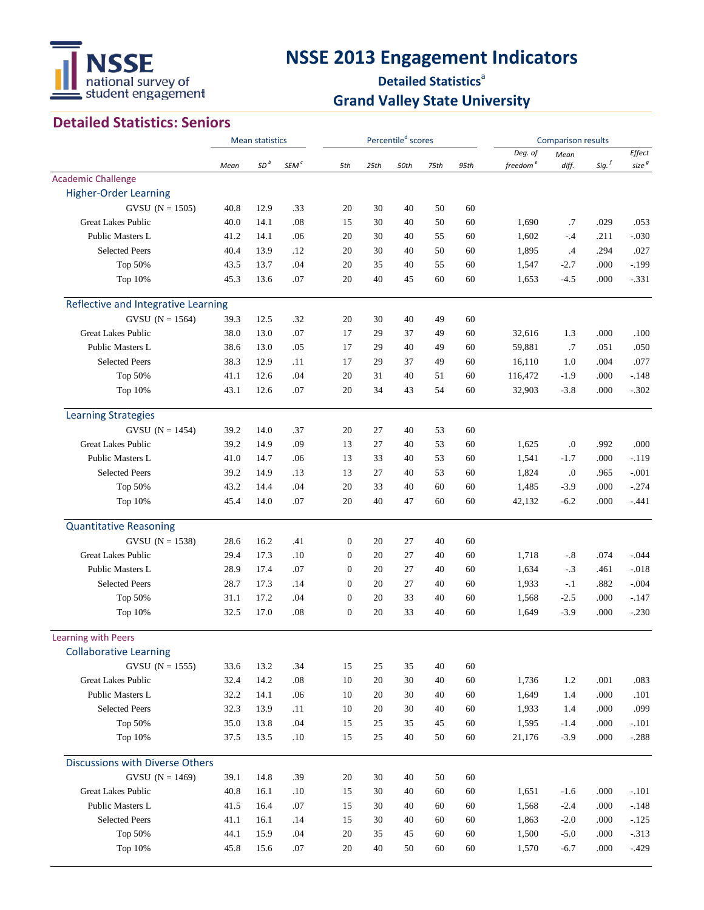# NSSE 2013 Engagement Indicators

**Detailed Statistics[a]**

**Grand Valley State University**

## Detailed Statistics: Seniors

| | Mean statistics | | | Percentile[d] scores | | | | | Comparison results | | | |
|---|---|---|---|---|---|---|---|---|---|---|---|---|
| | Mean | SD[b] | SEM[c] | 5th | 25th | 50th | 75th | 95th | Deg. of freedom[e] | Mean diff. | Sig.[f] | Effect size[g] |
| **Academic Challenge** | | | | | | | | | | | | |
| **Higher-Order Learning** | | | | | | | | | | | | |
| GVSU (N = 1505) | 40.8 | 12.9 | .33 | 20 | 30 | 40 | 50 | 60 | | | | |
| Great Lakes Public | 40.0 | 14.1 | .08 | 15 | 30 | 40 | 50 | 60 | 1,690 | .7 | .029 | .053 |
| Public Masters L | 41.2 | 14.1 | .06 | 20 | 30 | 40 | 55 | 60 | 1,602 | -.4 | .211 | -.030 |
| Selected Peers | 40.4 | 13.9 | .12 | 20 | 30 | 40 | 50 | 60 | 1,895 | .4 | .294 | .027 |
| Top 50% | 43.5 | 13.7 | .04 | 20 | 35 | 40 | 55 | 60 | 1,547 | -2.7 | .000 | -.199 |
| Top 10% | 45.3 | 13.6 | .07 | 20 | 40 | 45 | 60 | 60 | 1,653 | -4.5 | .000 | -.331 |
| **Reflective and Integrative Learning** | | | | | | | | | | | | |
| GVSU (N = 1564) | 39.3 | 12.5 | .32 | 20 | 30 | 40 | 49 | 60 | | | | |
| Great Lakes Public | 38.0 | 13.0 | .07 | 17 | 29 | 37 | 49 | 60 | 32,616 | 1.3 | .000 | .100 |
| Public Masters L | 38.6 | 13.0 | .05 | 17 | 29 | 40 | 49 | 60 | 59,881 | .7 | .051 | .050 |
| Selected Peers | 38.3 | 12.9 | .11 | 17 | 29 | 37 | 49 | 60 | 16,110 | 1.0 | .004 | .077 |
| Top 50% | 41.1 | 12.6 | .04 | 20 | 31 | 40 | 51 | 60 | 116,472 | -1.9 | .000 | -.148 |
| Top 10% | 43.1 | 12.6 | .07 | 20 | 34 | 43 | 54 | 60 | 32,903 | -3.8 | .000 | -.302 |
| **Learning Strategies** | | | | | | | | | | | | |
| GVSU (N = 1454) | 39.2 | 14.0 | .37 | 20 | 27 | 40 | 53 | 60 | | | | |
| Great Lakes Public | 39.2 | 14.9 | .09 | 13 | 27 | 40 | 53 | 60 | 1,625 | .0 | .992 | .000 |
| Public Masters L | 41.0 | 14.7 | .06 | 13 | 33 | 40 | 53 | 60 | 1,541 | -1.7 | .000 | -.119 |
| Selected Peers | 39.2 | 14.9 | .13 | 13 | 27 | 40 | 53 | 60 | 1,824 | .0 | .965 | -.001 |
| Top 50% | 43.2 | 14.4 | .04 | 20 | 33 | 40 | 60 | 60 | 1,485 | -3.9 | .000 | -.274 |
| Top 10% | 45.4 | 14.0 | .07 | 20 | 40 | 47 | 60 | 60 | 42,132 | -6.2 | .000 | -.441 |
| **Quantitative Reasoning** | | | | | | | | | | | | |
| GVSU (N = 1538) | 28.6 | 16.2 | .41 | 0 | 20 | 27 | 40 | 60 | | | | |
| Great Lakes Public | 29.4 | 17.3 | .10 | 0 | 20 | 27 | 40 | 60 | 1,718 | -.8 | .074 | -.044 |
| Public Masters L | 28.9 | 17.4 | .07 | 0 | 20 | 27 | 40 | 60 | 1,634 | -.3 | .461 | -.018 |
| Selected Peers | 28.7 | 17.3 | .14 | 0 | 20 | 27 | 40 | 60 | 1,933 | -.1 | .882 | -.004 |
| Top 50% | 31.1 | 17.2 | .04 | 0 | 20 | 33 | 40 | 60 | 1,568 | -2.5 | .000 | -.147 |
| Top 10% | 32.5 | 17.0 | .08 | 0 | 20 | 33 | 40 | 60 | 1,649 | -3.9 | .000 | -.230 |
| **Learning with Peers** | | | | | | | | | | | | |
| **Collaborative Learning** | | | | | | | | | | | | |
| GVSU (N = 1555) | 33.6 | 13.2 | .34 | 15 | 25 | 35 | 40 | 60 | | | | |
| Great Lakes Public | 32.4 | 14.2 | .08 | 10 | 20 | 30 | 40 | 60 | 1,736 | 1.2 | .001 | .083 |
| Public Masters L | 32.2 | 14.1 | .06 | 10 | 20 | 30 | 40 | 60 | 1,649 | 1.4 | .000 | .101 |
| Selected Peers | 32.3 | 13.9 | .11 | 10 | 20 | 30 | 40 | 60 | 1,933 | 1.4 | .000 | .099 |
| Top 50% | 35.0 | 13.8 | .04 | 15 | 25 | 35 | 45 | 60 | 1,595 | -1.4 | .000 | -.101 |
| Top 10% | 37.5 | 13.5 | .10 | 15 | 25 | 40 | 50 | 60 | 21,176 | -3.9 | .000 | -.288 |
| **Discussions with Diverse Others** | | | | | | | | | | | | |
| GVSU (N = 1469) | 39.1 | 14.8 | .39 | 20 | 30 | 40 | 50 | 60 | | | | |
| Great Lakes Public | 40.8 | 16.1 | .10 | 15 | 30 | 40 | 60 | 60 | 1,651 | -1.6 | .000 | -.101 |
| Public Masters L | 41.5 | 16.4 | .07 | 15 | 30 | 40 | 60 | 60 | 1,568 | -2.4 | .000 | -.148 |
| Selected Peers | 41.1 | 16.1 | .14 | 15 | 30 | 40 | 60 | 60 | 1,863 | -2.0 | .000 | -.125 |
| Top 50% | 44.1 | 15.9 | .04 | 20 | 35 | 45 | 60 | 60 | 1,500 | -5.0 | .000 | -.313 |
| Top 10% | 45.8 | 15.6 | .07 | 20 | 40 | 50 | 60 | 60 | 1,570 | -6.7 | .000 | -.429 |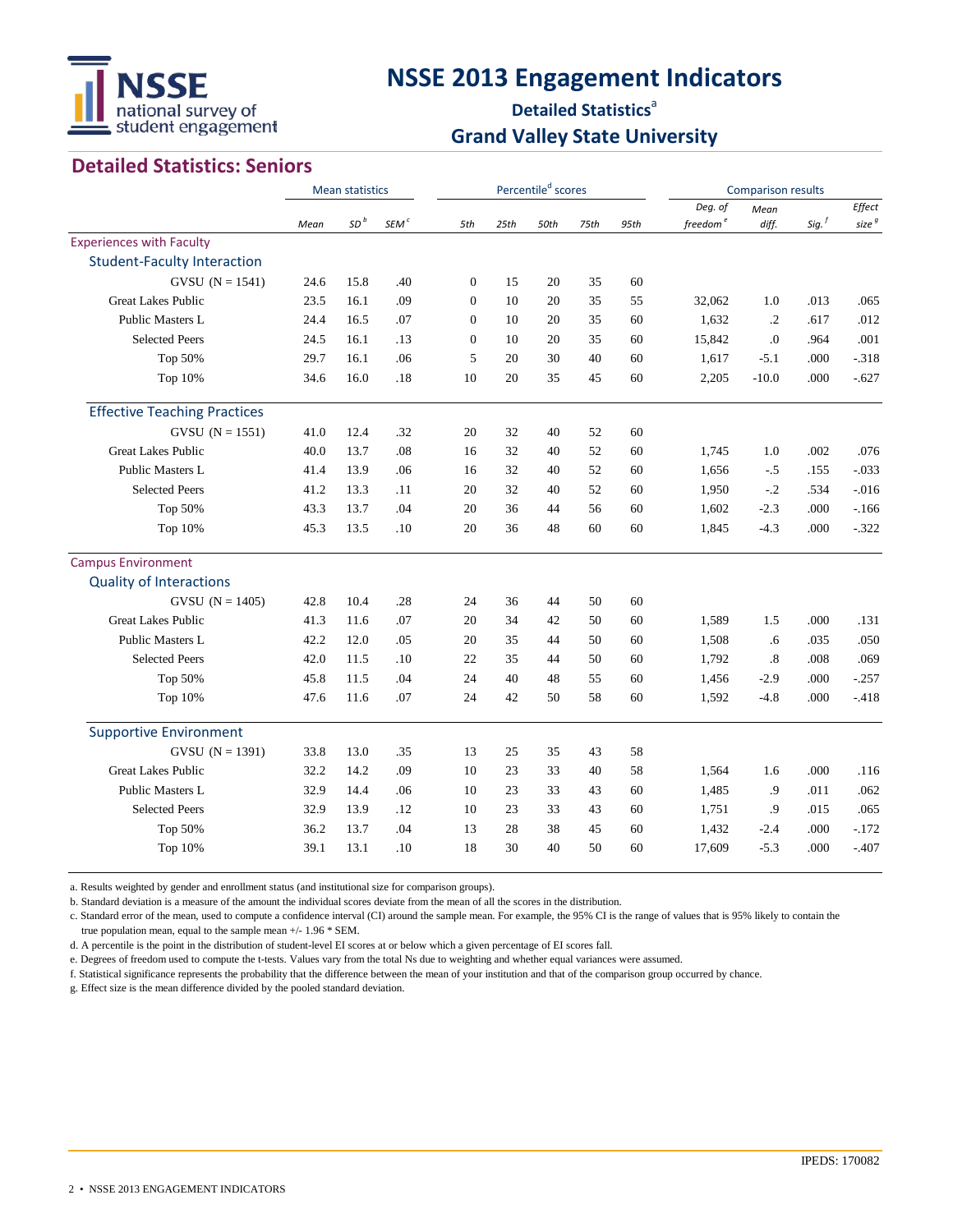# NSSE 2013 Engagement Indicators

**Detailed Statistics[a]**

## Grand Valley State University

## Detailed Statistics: Seniors

| | Mean statistics | | | Percentile[d] scores | | | | | Comparison results | | | |
|---|---|---|---|---|---|---|---|---|---|---|---|---|
| | *Mean* | *SD[b]* | *SEM[c]* | *5th* | *25th* | *50th* | *75th* | *95th* | *Deg. of freedom[e]* | *Mean diff.* | *Sig.[f]* | *Effect size[g]* |
| **Experiences with Faculty** | | | | | | | | | | | | |
| **Student-Faculty Interaction** | | | | | | | | | | | | |
| GVSU (N = 1541) | 24.6 | 15.8 | .40 | 0 | 15 | 20 | 35 | 60 | | | | |
| Great Lakes Public | 23.5 | 16.1 | .09 | 0 | 10 | 20 | 35 | 55 | 32,062 | 1.0 | .013 | .065 |
| Public Masters L | 24.4 | 16.5 | .07 | 0 | 10 | 20 | 35 | 60 | 1,632 | .2 | .617 | .012 |
| Selected Peers | 24.5 | 16.1 | .13 | 0 | 10 | 20 | 35 | 60 | 15,842 | .0 | .964 | .001 |
| Top 50% | 29.7 | 16.1 | .06 | 5 | 20 | 30 | 40 | 60 | 1,617 | -5.1 | .000 | -.318 |
| Top 10% | 34.6 | 16.0 | .18 | 10 | 20 | 35 | 45 | 60 | 2,205 | -10.0 | .000 | -.627 |
| **Effective Teaching Practices** | | | | | | | | | | | | |
| GVSU (N = 1551) | 41.0 | 12.4 | .32 | 20 | 32 | 40 | 52 | 60 | | | | |
| Great Lakes Public | 40.0 | 13.7 | .08 | 16 | 32 | 40 | 52 | 60 | 1,745 | 1.0 | .002 | .076 |
| Public Masters L | 41.4 | 13.9 | .06 | 16 | 32 | 40 | 52 | 60 | 1,656 | -.5 | .155 | -.033 |
| Selected Peers | 41.2 | 13.3 | .11 | 20 | 32 | 40 | 52 | 60 | 1,950 | -.2 | .534 | -.016 |
| Top 50% | 43.3 | 13.7 | .04 | 20 | 36 | 44 | 56 | 60 | 1,602 | -2.3 | .000 | -.166 |
| Top 10% | 45.3 | 13.5 | .10 | 20 | 36 | 48 | 60 | 60 | 1,845 | -4.3 | .000 | -.322 |
| **Campus Environment** | | | | | | | | | | | | |
| **Quality of Interactions** | | | | | | | | | | | | |
| GVSU (N = 1405) | 42.8 | 10.4 | .28 | 24 | 36 | 44 | 50 | 60 | | | | |
| Great Lakes Public | 41.3 | 11.6 | .07 | 20 | 34 | 42 | 50 | 60 | 1,589 | 1.5 | .000 | .131 |
| Public Masters L | 42.2 | 12.0 | .05 | 20 | 35 | 44 | 50 | 60 | 1,508 | .6 | .035 | .050 |
| Selected Peers | 42.0 | 11.5 | .10 | 22 | 35 | 44 | 50 | 60 | 1,792 | .8 | .008 | .069 |
| Top 50% | 45.8 | 11.5 | .04 | 24 | 40 | 48 | 55 | 60 | 1,456 | -2.9 | .000 | -.257 |
| Top 10% | 47.6 | 11.6 | .07 | 24 | 42 | 50 | 58 | 60 | 1,592 | -4.8 | .000 | -.418 |
| **Supportive Environment** | | | | | | | | | | | | |
| GVSU (N = 1391) | 33.8 | 13.0 | .35 | 13 | 25 | 35 | 43 | 58 | | | | |
| Great Lakes Public | 32.2 | 14.2 | .09 | 10 | 23 | 33 | 40 | 58 | 1,564 | 1.6 | .000 | .116 |
| Public Masters L | 32.9 | 14.4 | .06 | 10 | 23 | 33 | 43 | 60 | 1,485 | .9 | .011 | .062 |
| Selected Peers | 32.9 | 13.9 | .12 | 10 | 23 | 33 | 43 | 60 | 1,751 | .9 | .015 | .065 |
| Top 50% | 36.2 | 13.7 | .04 | 13 | 28 | 38 | 45 | 60 | 1,432 | -2.4 | .000 | -.172 |
| Top 10% | 39.1 | 13.1 | .10 | 18 | 30 | 40 | 50 | 60 | 17,609 | -5.3 | .000 | -.407 |

a. Results weighted by gender and enrollment status (and institutional size for comparison groups).

b. Standard deviation is a measure of the amount the individual scores deviate from the mean of all the scores in the distribution.

c. Standard error of the mean, used to compute a confidence interval (CI) around the sample mean. For example, the 95% CI is the range of values that is 95% likely to contain the true population mean, equal to the sample mean +/- 1.96 * SEM.

d. A percentile is the point in the distribution of student-level EI scores at or below which a given percentage of EI scores fall.

e. Degrees of freedom used to compute the t-tests. Values vary from the total Ns due to weighting and whether equal variances were assumed.

f. Statistical significance represents the probability that the difference between the mean of your institution and that of the comparison group occurred by chance.

g. Effect size is the mean difference divided by the pooled standard deviation.

IPEDS: 170082